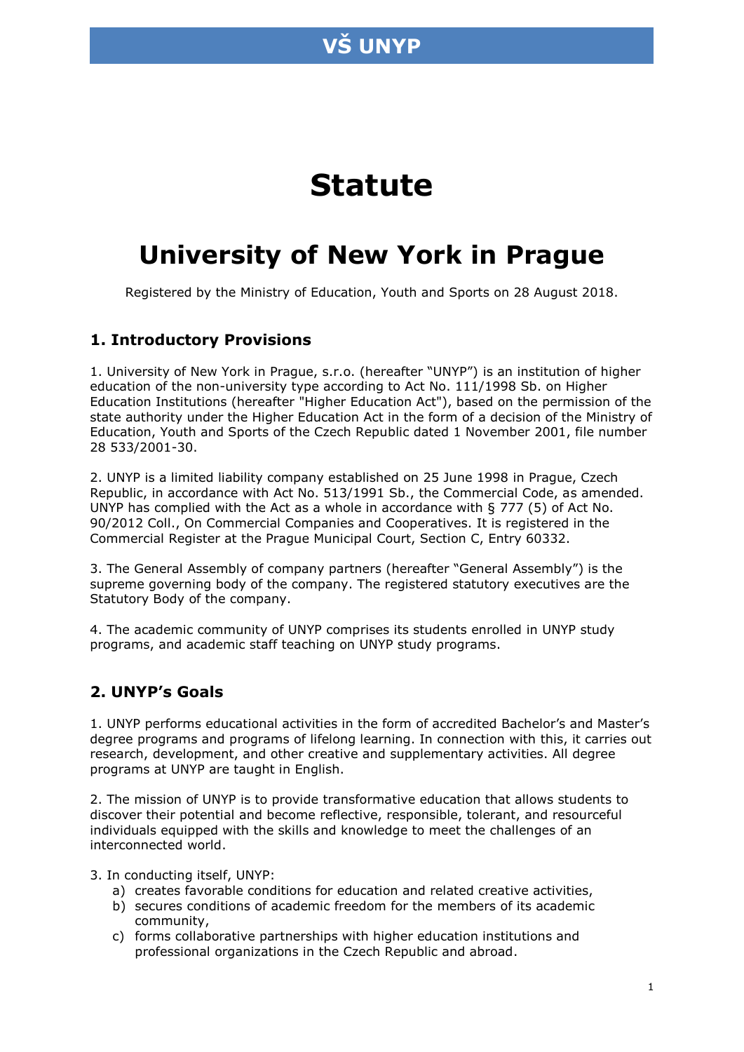# Statute

# University of New York in Prague

Registered by the Ministry of Education, Youth and Sports on 28 August 2018.

## 1. Introductory Provisions

1. University of New York in Prague, s.r.o. (hereafter "UNYP") is an institution of higher education of the non-university type according to Act No. 111/1998 Sb. on Higher Education Institutions (hereafter "Higher Education Act"), based on the permission of the state authority under the Higher Education Act in the form of a decision of the Ministry of Education, Youth and Sports of the Czech Republic dated 1 November 2001, file number 28 533/2001-30.

2. UNYP is a limited liability company established on 25 June 1998 in Prague, Czech Republic, in accordance with Act No. 513/1991 Sb., the Commercial Code, as amended. UNYP has complied with the Act as a whole in accordance with § 777 (5) of Act No. 90/2012 Coll., On Commercial Companies and Cooperatives. It is registered in the Commercial Register at the Prague Municipal Court, Section C, Entry 60332.

3. The General Assembly of company partners (hereafter "General Assembly") is the supreme governing body of the company. The registered statutory executives are the Statutory Body of the company.

4. The academic community of UNYP comprises its students enrolled in UNYP study programs, and academic staff teaching on UNYP study programs.

## 2. UNYP's Goals

1. UNYP performs educational activities in the form of accredited Bachelor's and Master's degree programs and programs of lifelong learning. In connection with this, it carries out research, development, and other creative and supplementary activities. All degree programs at UNYP are taught in English.

2. The mission of UNYP is to provide transformative education that allows students to discover their potential and become reflective, responsible, tolerant, and resourceful individuals equipped with the skills and knowledge to meet the challenges of an interconnected world.

3. In conducting itself, UNYP:
    a) creates favorable conditions for education and related creative activities,
    b) secures conditions of academic freedom for the members of its academic community,
    c) forms collaborative partnerships with higher education institutions and professional organizations in the Czech Republic and abroad.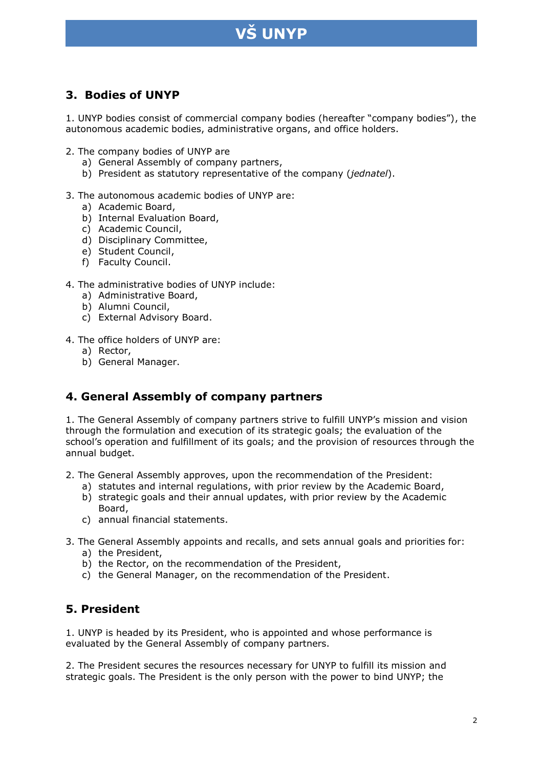## 3. Bodies of UNYP

1. UNYP bodies consist of commercial company bodies (hereafter "company bodies"), the autonomous academic bodies, administrative organs, and office holders.

2. The company bodies of UNYP are
   a) General Assembly of company partners,
   b) President as statutory representative of the company (*jednatel*).

3. The autonomous academic bodies of UNYP are:
   a) Academic Board,
   b) Internal Evaluation Board,
   c) Academic Council,
   d) Disciplinary Committee,
   e) Student Council,
   f) Faculty Council.

4. The administrative bodies of UNYP include:
   a) Administrative Board,
   b) Alumni Council,
   c) External Advisory Board.

4. The office holders of UNYP are:
   a) Rector,
   b) General Manager.

## 4. General Assembly of company partners

1. The General Assembly of company partners strive to fulfill UNYP's mission and vision through the formulation and execution of its strategic goals; the evaluation of the school's operation and fulfillment of its goals; and the provision of resources through the annual budget.

2. The General Assembly approves, upon the recommendation of the President:
   a) statutes and internal regulations, with prior review by the Academic Board,
   b) strategic goals and their annual updates, with prior review by the Academic Board,
   c) annual financial statements.

3. The General Assembly appoints and recalls, and sets annual goals and priorities for:
   a) the President,
   b) the Rector, on the recommendation of the President,
   c) the General Manager, on the recommendation of the President.

## 5. President

1. UNYP is headed by its President, who is appointed and whose performance is evaluated by the General Assembly of company partners.

2. The President secures the resources necessary for UNYP to fulfill its mission and strategic goals. The President is the only person with the power to bind UNYP; the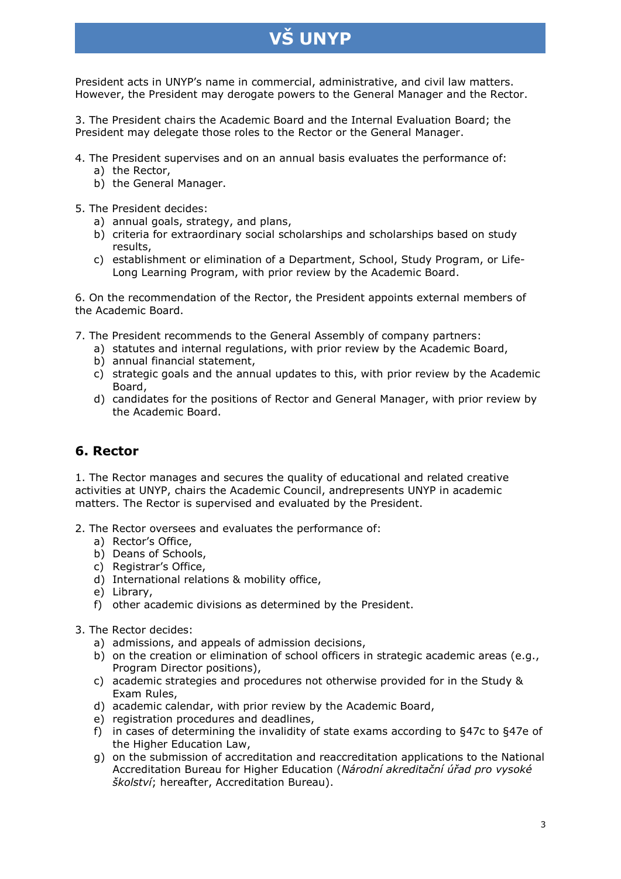President acts in UNYP's name in commercial, administrative, and civil law matters. However, the President may derogate powers to the General Manager and the Rector.

3. The President chairs the Academic Board and the Internal Evaluation Board; the President may delegate those roles to the Rector or the General Manager.

4. The President supervises and on an annual basis evaluates the performance of:
   a) the Rector,
   b) the General Manager.

5. The President decides:
   a) annual goals, strategy, and plans,
   b) criteria for extraordinary social scholarships and scholarships based on study results,
   c) establishment or elimination of a Department, School, Study Program, or Life-Long Learning Program, with prior review by the Academic Board.

6. On the recommendation of the Rector, the President appoints external members of the Academic Board.

7. The President recommends to the General Assembly of company partners:
   a) statutes and internal regulations, with prior review by the Academic Board,
   b) annual financial statement,
   c) strategic goals and the annual updates to this, with prior review by the Academic Board,
   d) candidates for the positions of Rector and General Manager, with prior review by the Academic Board.

## 6. Rector

1. The Rector manages and secures the quality of educational and related creative activities at UNYP, chairs the Academic Council, andrepresents UNYP in academic matters. The Rector is supervised and evaluated by the President.

2. The Rector oversees and evaluates the performance of:
   a) Rector's Office,
   b) Deans of Schools,
   c) Registrar's Office,
   d) International relations & mobility office,
   e) Library,
   f) other academic divisions as determined by the President.

3. The Rector decides:
   a) admissions, and appeals of admission decisions,
   b) on the creation or elimination of school officers in strategic academic areas (e.g., Program Director positions),
   c) academic strategies and procedures not otherwise provided for in the Study & Exam Rules,
   d) academic calendar, with prior review by the Academic Board,
   e) registration procedures and deadlines,
   f) in cases of determining the invalidity of state exams according to §47c to §47e of the Higher Education Law,
   g) on the submission of accreditation and reaccreditation applications to the National Accreditation Bureau for Higher Education (*Národní akreditační úřad pro vysoké školství*; hereafter, Accreditation Bureau).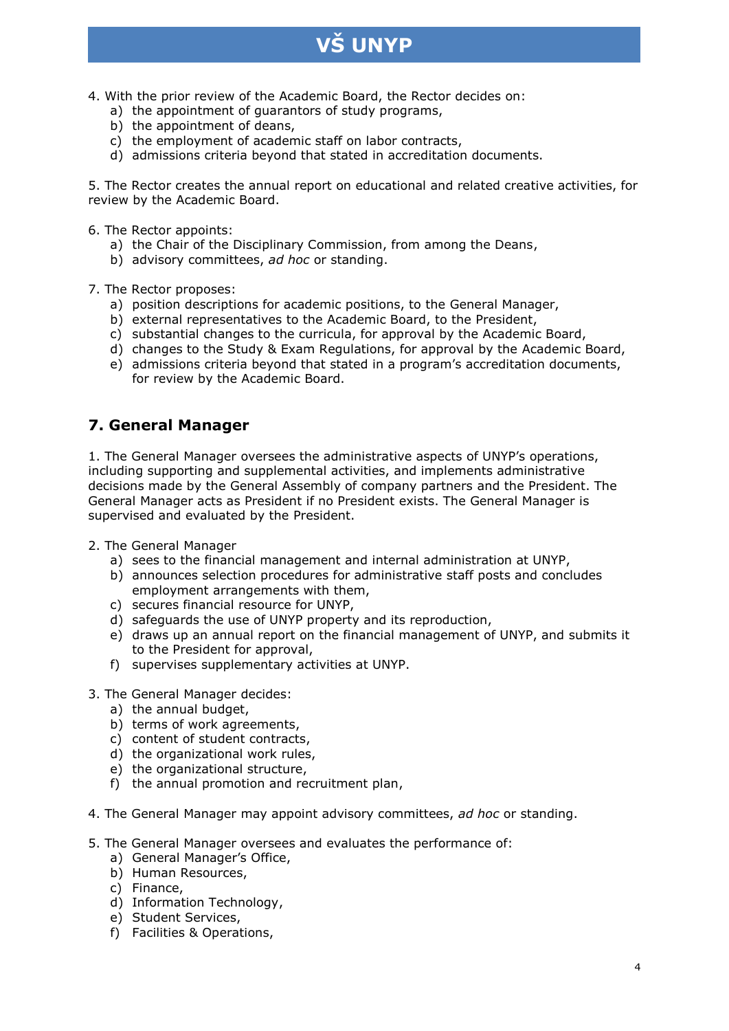4. With the prior review of the Academic Board, the Rector decides on:
   a) the appointment of guarantors of study programs,
   b) the appointment of deans,
   c) the employment of academic staff on labor contracts,
   d) admissions criteria beyond that stated in accreditation documents.

5. The Rector creates the annual report on educational and related creative activities, for review by the Academic Board.

6. The Rector appoints:
   a) the Chair of the Disciplinary Commission, from among the Deans,
   b) advisory committees, *ad hoc* or standing.

7. The Rector proposes:
   a) position descriptions for academic positions, to the General Manager,
   b) external representatives to the Academic Board, to the President,
   c) substantial changes to the curricula, for approval by the Academic Board,
   d) changes to the Study & Exam Regulations, for approval by the Academic Board,
   e) admissions criteria beyond that stated in a program's accreditation documents, for review by the Academic Board.

## 7. General Manager

1. The General Manager oversees the administrative aspects of UNYP's operations, including supporting and supplemental activities, and implements administrative decisions made by the General Assembly of company partners and the President. The General Manager acts as President if no President exists. The General Manager is supervised and evaluated by the President.

2. The General Manager
   a) sees to the financial management and internal administration at UNYP,
   b) announces selection procedures for administrative staff posts and concludes employment arrangements with them,
   c) secures financial resource for UNYP,
   d) safeguards the use of UNYP property and its reproduction,
   e) draws up an annual report on the financial management of UNYP, and submits it to the President for approval,
   f) supervises supplementary activities at UNYP.

3. The General Manager decides:
   a) the annual budget,
   b) terms of work agreements,
   c) content of student contracts,
   d) the organizational work rules,
   e) the organizational structure,
   f) the annual promotion and recruitment plan,

4. The General Manager may appoint advisory committees, *ad hoc* or standing.

5. The General Manager oversees and evaluates the performance of:
   a) General Manager's Office,
   b) Human Resources,
   c) Finance,
   d) Information Technology,
   e) Student Services,
   f) Facilities & Operations,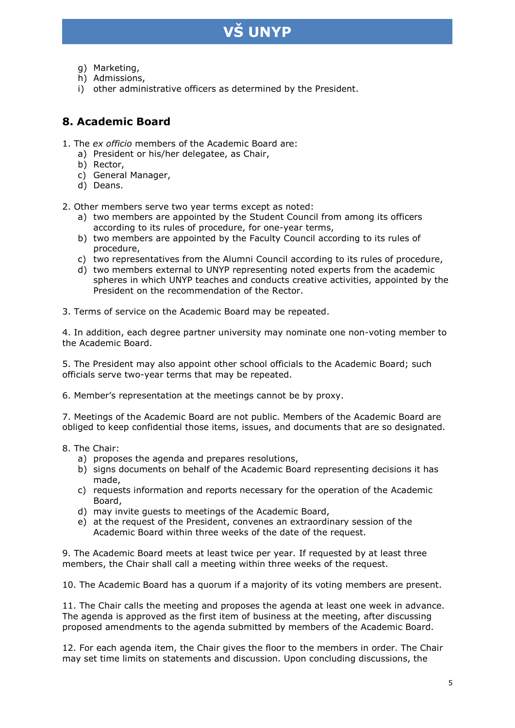g) Marketing,
h) Admissions,
i) other administrative officers as determined by the President.

## 8. Academic Board

1. The *ex officio* members of the Academic Board are:
   a) President or his/her delegatee, as Chair,
   b) Rector,
   c) General Manager,
   d) Deans.

2. Other members serve two year terms except as noted:
   a) two members are appointed by the Student Council from among its officers according to its rules of procedure, for one-year terms,
   b) two members are appointed by the Faculty Council according to its rules of procedure,
   c) two representatives from the Alumni Council according to its rules of procedure,
   d) two members external to UNYP representing noted experts from the academic spheres in which UNYP teaches and conducts creative activities, appointed by the President on the recommendation of the Rector.

3. Terms of service on the Academic Board may be repeated.

4. In addition, each degree partner university may nominate one non-voting member to the Academic Board.

5. The President may also appoint other school officials to the Academic Board; such officials serve two-year terms that may be repeated.

6. Member's representation at the meetings cannot be by proxy.

7. Meetings of the Academic Board are not public. Members of the Academic Board are obliged to keep confidential those items, issues, and documents that are so designated.

8. The Chair:
   a) proposes the agenda and prepares resolutions,
   b) signs documents on behalf of the Academic Board representing decisions it has made,
   c) requests information and reports necessary for the operation of the Academic Board,
   d) may invite guests to meetings of the Academic Board,
   e) at the request of the President, convenes an extraordinary session of the Academic Board within three weeks of the date of the request.

9. The Academic Board meets at least twice per year. If requested by at least three members, the Chair shall call a meeting within three weeks of the request.

10. The Academic Board has a quorum if a majority of its voting members are present.

11. The Chair calls the meeting and proposes the agenda at least one week in advance. The agenda is approved as the first item of business at the meeting, after discussing proposed amendments to the agenda submitted by members of the Academic Board.

12. For each agenda item, the Chair gives the floor to the members in order. The Chair may set time limits on statements and discussion. Upon concluding discussions, the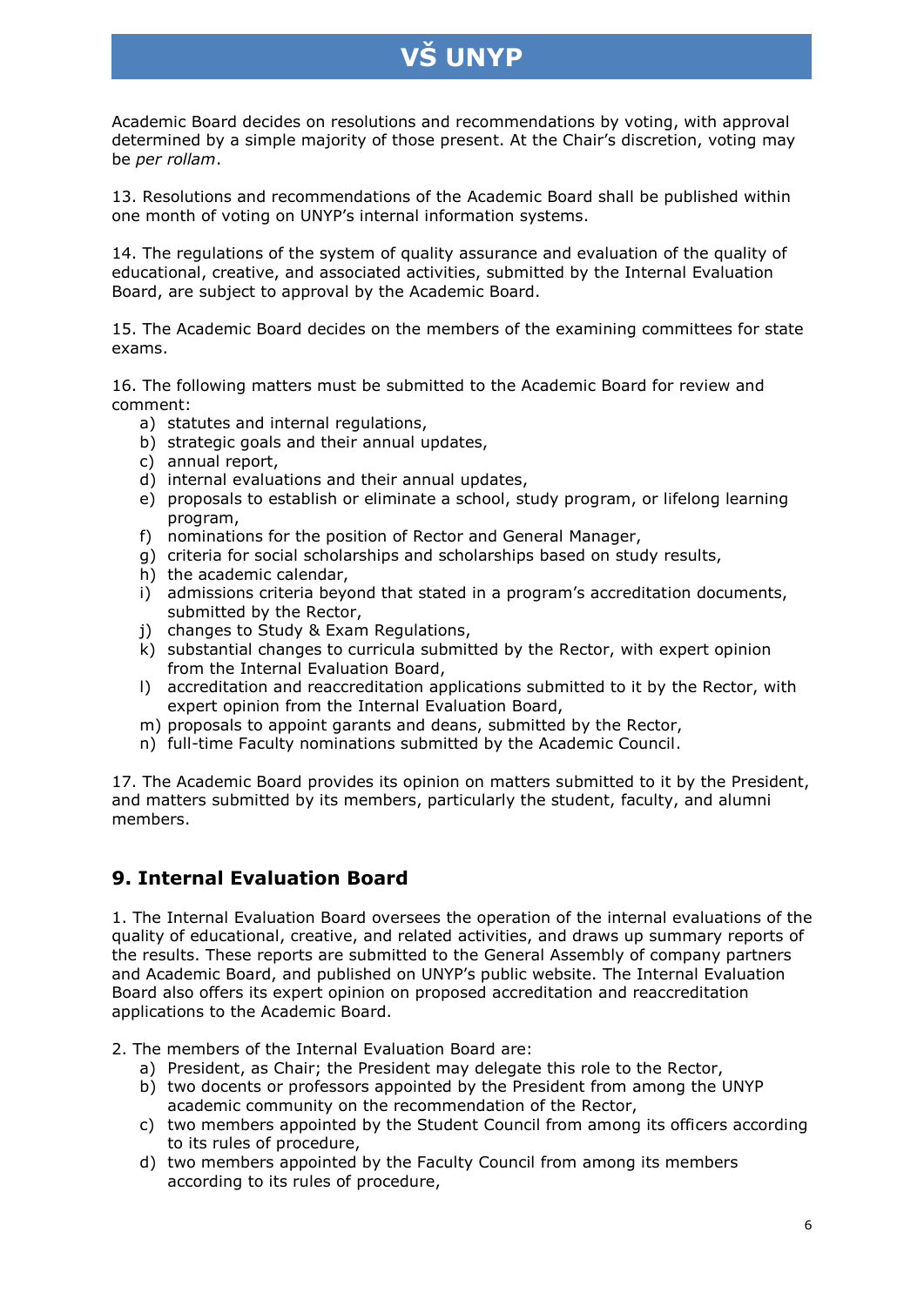Academic Board decides on resolutions and recommendations by voting, with approval determined by a simple majority of those present. At the Chair's discretion, voting may be *per rollam*.

13. Resolutions and recommendations of the Academic Board shall be published within one month of voting on UNYP's internal information systems.

14. The regulations of the system of quality assurance and evaluation of the quality of educational, creative, and associated activities, submitted by the Internal Evaluation Board, are subject to approval by the Academic Board.

15. The Academic Board decides on the members of the examining committees for state exams.

16. The following matters must be submitted to the Academic Board for review and comment:

a) statutes and internal regulations,
b) strategic goals and their annual updates,
c) annual report,
d) internal evaluations and their annual updates,
e) proposals to establish or eliminate a school, study program, or lifelong learning program,
f) nominations for the position of Rector and General Manager,
g) criteria for social scholarships and scholarships based on study results,
h) the academic calendar,
i) admissions criteria beyond that stated in a program's accreditation documents, submitted by the Rector,
j) changes to Study & Exam Regulations,
k) substantial changes to curricula submitted by the Rector, with expert opinion from the Internal Evaluation Board,
l) accreditation and reaccreditation applications submitted to it by the Rector, with expert opinion from the Internal Evaluation Board,
m) proposals to appoint garants and deans, submitted by the Rector,
n) full-time Faculty nominations submitted by the Academic Council.

17. The Academic Board provides its opinion on matters submitted to it by the President, and matters submitted by its members, particularly the student, faculty, and alumni members.

## 9. Internal Evaluation Board

1. The Internal Evaluation Board oversees the operation of the internal evaluations of the quality of educational, creative, and related activities, and draws up summary reports of the results. These reports are submitted to the General Assembly of company partners and Academic Board, and published on UNYP's public website. The Internal Evaluation Board also offers its expert opinion on proposed accreditation and reaccreditation applications to the Academic Board.

2. The members of the Internal Evaluation Board are:

a) President, as Chair; the President may delegate this role to the Rector,
b) two docents or professors appointed by the President from among the UNYP academic community on the recommendation of the Rector,
c) two members appointed by the Student Council from among its officers according to its rules of procedure,
d) two members appointed by the Faculty Council from among its members according to its rules of procedure,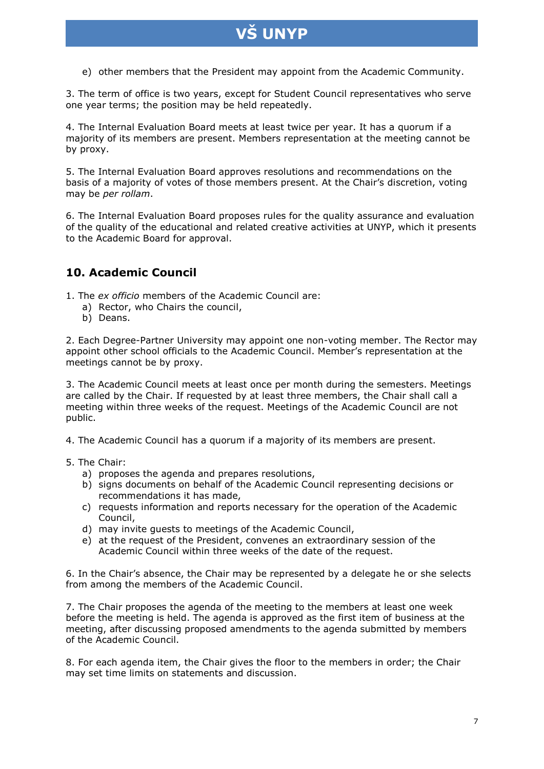e) other members that the President may appoint from the Academic Community.

3. The term of office is two years, except for Student Council representatives who serve one year terms; the position may be held repeatedly.

4. The Internal Evaluation Board meets at least twice per year. It has a quorum if a majority of its members are present. Members representation at the meeting cannot be by proxy.

5. The Internal Evaluation Board approves resolutions and recommendations on the basis of a majority of votes of those members present. At the Chair's discretion, voting may be *per rollam*.

6. The Internal Evaluation Board proposes rules for the quality assurance and evaluation of the quality of the educational and related creative activities at UNYP, which it presents to the Academic Board for approval.

## 10. Academic Council

1. The *ex officio* members of the Academic Council are:
   a) Rector, who Chairs the council,
   b) Deans.

2. Each Degree-Partner University may appoint one non-voting member. The Rector may appoint other school officials to the Academic Council. Member's representation at the meetings cannot be by proxy.

3. The Academic Council meets at least once per month during the semesters. Meetings are called by the Chair. If requested by at least three members, the Chair shall call a meeting within three weeks of the request. Meetings of the Academic Council are not public.

4. The Academic Council has a quorum if a majority of its members are present.

5. The Chair:
   a) proposes the agenda and prepares resolutions,
   b) signs documents on behalf of the Academic Council representing decisions or recommendations it has made,
   c) requests information and reports necessary for the operation of the Academic Council,
   d) may invite guests to meetings of the Academic Council,
   e) at the request of the President, convenes an extraordinary session of the Academic Council within three weeks of the date of the request.

6. In the Chair's absence, the Chair may be represented by a delegate he or she selects from among the members of the Academic Council.

7. The Chair proposes the agenda of the meeting to the members at least one week before the meeting is held. The agenda is approved as the first item of business at the meeting, after discussing proposed amendments to the agenda submitted by members of the Academic Council.

8. For each agenda item, the Chair gives the floor to the members in order; the Chair may set time limits on statements and discussion.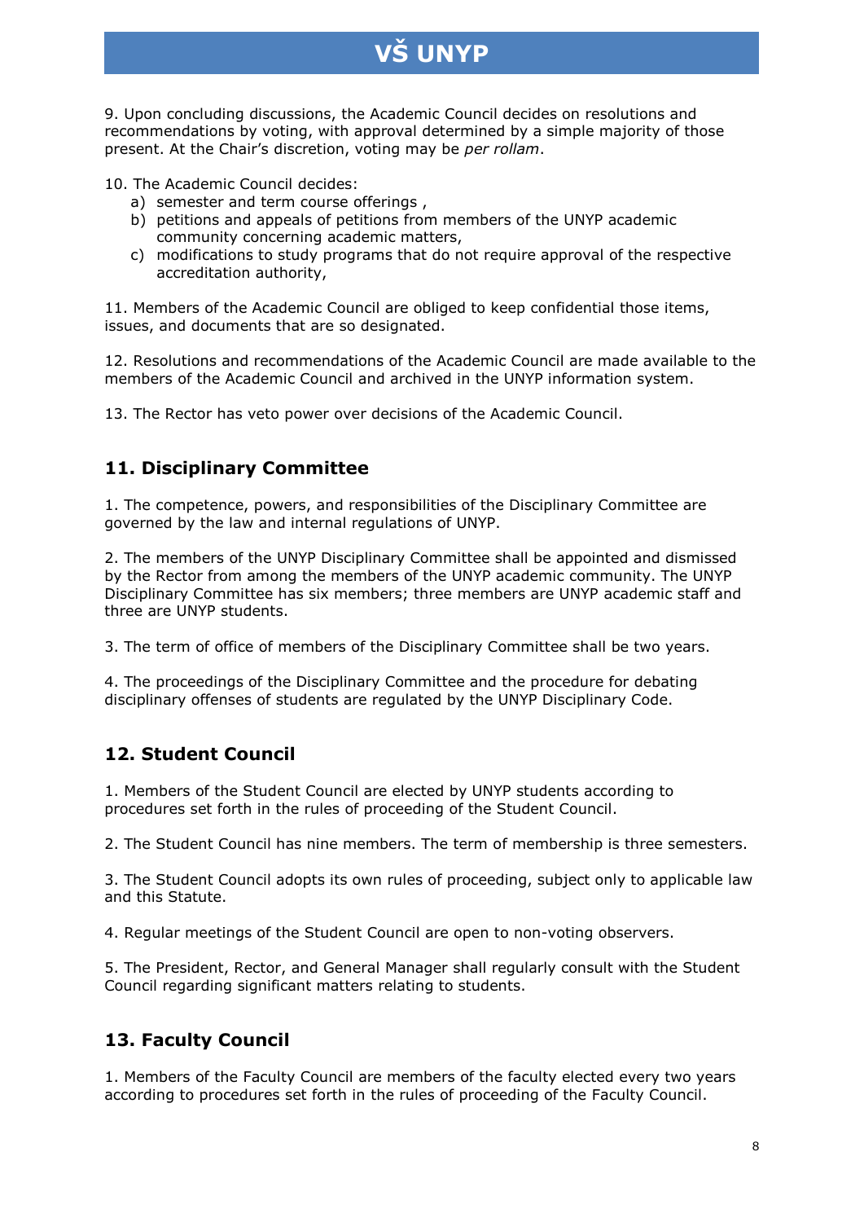9. Upon concluding discussions, the Academic Council decides on resolutions and recommendations by voting, with approval determined by a simple majority of those present. At the Chair's discretion, voting may be *per rollam*.

10. The Academic Council decides:

a) semester and term course offerings ,
b) petitions and appeals of petitions from members of the UNYP academic community concerning academic matters,
c) modifications to study programs that do not require approval of the respective accreditation authority,

11. Members of the Academic Council are obliged to keep confidential those items, issues, and documents that are so designated.

12. Resolutions and recommendations of the Academic Council are made available to the members of the Academic Council and archived in the UNYP information system.

13. The Rector has veto power over decisions of the Academic Council.

## 11. Disciplinary Committee

1. The competence, powers, and responsibilities of the Disciplinary Committee are governed by the law and internal regulations of UNYP.

2. The members of the UNYP Disciplinary Committee shall be appointed and dismissed by the Rector from among the members of the UNYP academic community. The UNYP Disciplinary Committee has six members; three members are UNYP academic staff and three are UNYP students.

3. The term of office of members of the Disciplinary Committee shall be two years.

4. The proceedings of the Disciplinary Committee and the procedure for debating disciplinary offenses of students are regulated by the UNYP Disciplinary Code.

## 12. Student Council

1. Members of the Student Council are elected by UNYP students according to procedures set forth in the rules of proceeding of the Student Council.

2. The Student Council has nine members. The term of membership is three semesters.

3. The Student Council adopts its own rules of proceeding, subject only to applicable law and this Statute.

4. Regular meetings of the Student Council are open to non-voting observers.

5. The President, Rector, and General Manager shall regularly consult with the Student Council regarding significant matters relating to students.

## 13. Faculty Council

1. Members of the Faculty Council are members of the faculty elected every two years according to procedures set forth in the rules of proceeding of the Faculty Council.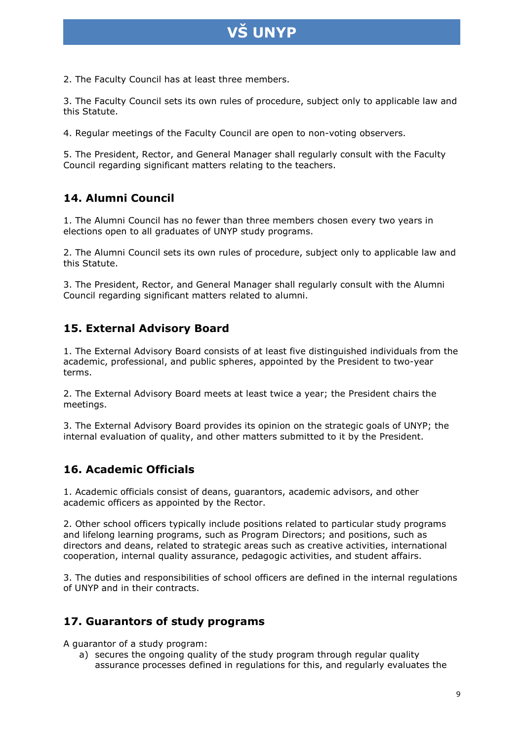2. The Faculty Council has at least three members.

3. The Faculty Council sets its own rules of procedure, subject only to applicable law and this Statute.

4. Regular meetings of the Faculty Council are open to non-voting observers.

5. The President, Rector, and General Manager shall regularly consult with the Faculty Council regarding significant matters relating to the teachers.

## 14. Alumni Council

1. The Alumni Council has no fewer than three members chosen every two years in elections open to all graduates of UNYP study programs.

2. The Alumni Council sets its own rules of procedure, subject only to applicable law and this Statute.

3. The President, Rector, and General Manager shall regularly consult with the Alumni Council regarding significant matters related to alumni.

## 15. External Advisory Board

1. The External Advisory Board consists of at least five distinguished individuals from the academic, professional, and public spheres, appointed by the President to two-year terms.

2. The External Advisory Board meets at least twice a year; the President chairs the meetings.

3. The External Advisory Board provides its opinion on the strategic goals of UNYP; the internal evaluation of quality, and other matters submitted to it by the President.

## 16. Academic Officials

1. Academic officials consist of deans, guarantors, academic advisors, and other academic officers as appointed by the Rector.

2. Other school officers typically include positions related to particular study programs and lifelong learning programs, such as Program Directors; and positions, such as directors and deans, related to strategic areas such as creative activities, international cooperation, internal quality assurance, pedagogic activities, and student affairs.

3. The duties and responsibilities of school officers are defined in the internal regulations of UNYP and in their contracts.

## 17. Guarantors of study programs

A guarantor of a study program:

a) secures the ongoing quality of the study program through regular quality assurance processes defined in regulations for this, and regularly evaluates the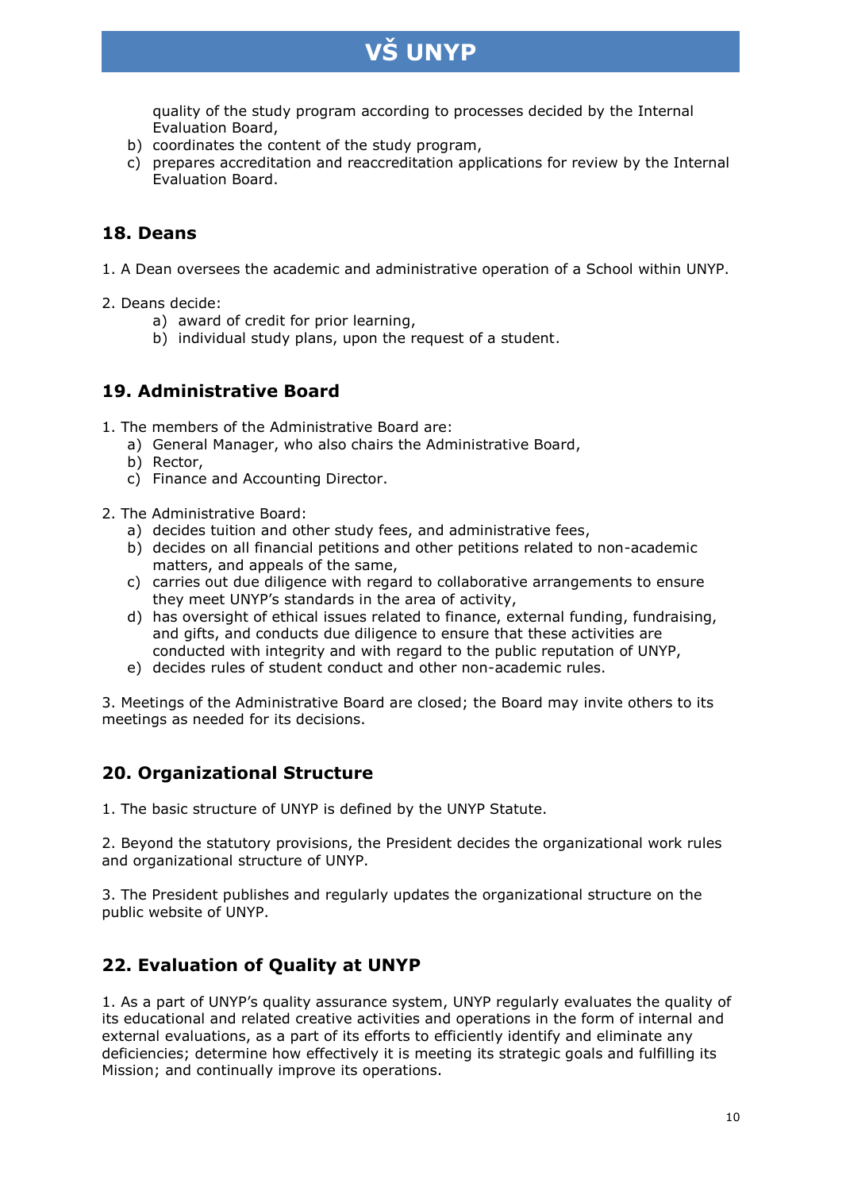quality of the study program according to processes decided by the Internal Evaluation Board,

b) coordinates the content of the study program,

c) prepares accreditation and reaccreditation applications for review by the Internal Evaluation Board.

## 18. Deans

1. A Dean oversees the academic and administrative operation of a School within UNYP.

2. Deans decide:
   a) award of credit for prior learning,
   b) individual study plans, upon the request of a student.

## 19. Administrative Board

1. The members of the Administrative Board are:
   a) General Manager, who also chairs the Administrative Board,
   b) Rector,
   c) Finance and Accounting Director.

2. The Administrative Board:
   a) decides tuition and other study fees, and administrative fees,
   b) decides on all financial petitions and other petitions related to non-academic matters, and appeals of the same,
   c) carries out due diligence with regard to collaborative arrangements to ensure they meet UNYP's standards in the area of activity,
   d) has oversight of ethical issues related to finance, external funding, fundraising, and gifts, and conducts due diligence to ensure that these activities are conducted with integrity and with regard to the public reputation of UNYP,
   e) decides rules of student conduct and other non-academic rules.

3. Meetings of the Administrative Board are closed; the Board may invite others to its meetings as needed for its decisions.

## 20. Organizational Structure

1. The basic structure of UNYP is defined by the UNYP Statute.

2. Beyond the statutory provisions, the President decides the organizational work rules and organizational structure of UNYP.

3. The President publishes and regularly updates the organizational structure on the public website of UNYP.

## 22. Evaluation of Quality at UNYP

1. As a part of UNYP's quality assurance system, UNYP regularly evaluates the quality of its educational and related creative activities and operations in the form of internal and external evaluations, as a part of its efforts to efficiently identify and eliminate any deficiencies; determine how effectively it is meeting its strategic goals and fulfilling its Mission; and continually improve its operations.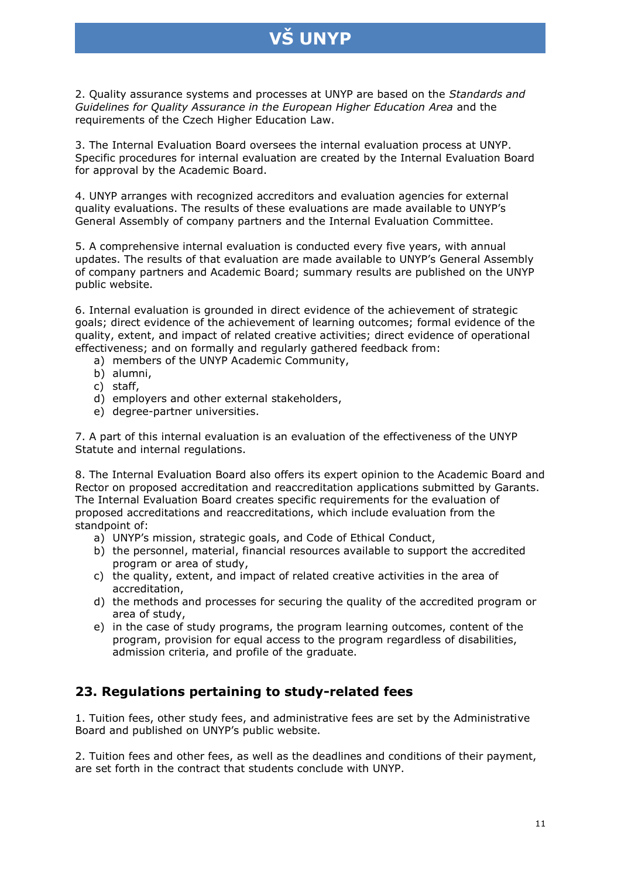2. Quality assurance systems and processes at UNYP are based on the *Standards and Guidelines for Quality Assurance in the European Higher Education Area* and the requirements of the Czech Higher Education Law.

3. The Internal Evaluation Board oversees the internal evaluation process at UNYP. Specific procedures for internal evaluation are created by the Internal Evaluation Board for approval by the Academic Board.

4. UNYP arranges with recognized accreditors and evaluation agencies for external quality evaluations. The results of these evaluations are made available to UNYP's General Assembly of company partners and the Internal Evaluation Committee.

5. A comprehensive internal evaluation is conducted every five years, with annual updates. The results of that evaluation are made available to UNYP's General Assembly of company partners and Academic Board; summary results are published on the UNYP public website.

6. Internal evaluation is grounded in direct evidence of the achievement of strategic goals; direct evidence of the achievement of learning outcomes; formal evidence of the quality, extent, and impact of related creative activities; direct evidence of operational effectiveness; and on formally and regularly gathered feedback from:

a) members of the UNYP Academic Community,
b) alumni,
c) staff,
d) employers and other external stakeholders,
e) degree-partner universities.

7. A part of this internal evaluation is an evaluation of the effectiveness of the UNYP Statute and internal regulations.

8. The Internal Evaluation Board also offers its expert opinion to the Academic Board and Rector on proposed accreditation and reaccreditation applications submitted by Garants. The Internal Evaluation Board creates specific requirements for the evaluation of proposed accreditations and reaccreditations, which include evaluation from the standpoint of:

a) UNYP's mission, strategic goals, and Code of Ethical Conduct,
b) the personnel, material, financial resources available to support the accredited program or area of study,
c) the quality, extent, and impact of related creative activities in the area of accreditation,
d) the methods and processes for securing the quality of the accredited program or area of study,
e) in the case of study programs, the program learning outcomes, content of the program, provision for equal access to the program regardless of disabilities, admission criteria, and profile of the graduate.

## 23. Regulations pertaining to study-related fees

1. Tuition fees, other study fees, and administrative fees are set by the Administrative Board and published on UNYP's public website.

2. Tuition fees and other fees, as well as the deadlines and conditions of their payment, are set forth in the contract that students conclude with UNYP.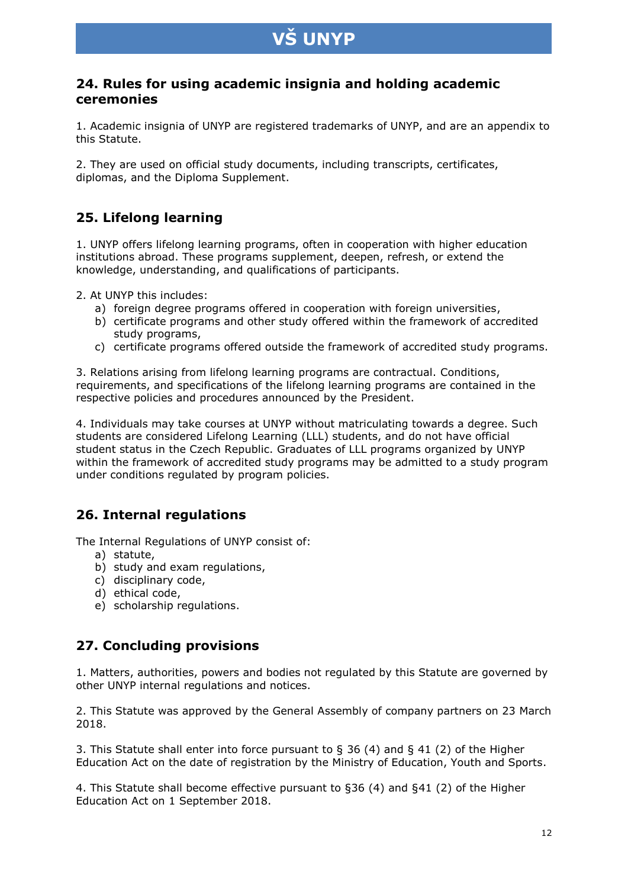## 24. Rules for using academic insignia and holding academic ceremonies

1. Academic insignia of UNYP are registered trademarks of UNYP, and are an appendix to this Statute.

2. They are used on official study documents, including transcripts, certificates, diplomas, and the Diploma Supplement.

## 25. Lifelong learning

1. UNYP offers lifelong learning programs, often in cooperation with higher education institutions abroad. These programs supplement, deepen, refresh, or extend the knowledge, understanding, and qualifications of participants.

2. At UNYP this includes:
   a) foreign degree programs offered in cooperation with foreign universities,
   b) certificate programs and other study offered within the framework of accredited study programs,
   c) certificate programs offered outside the framework of accredited study programs.

3. Relations arising from lifelong learning programs are contractual. Conditions, requirements, and specifications of the lifelong learning programs are contained in the respective policies and procedures announced by the President.

4. Individuals may take courses at UNYP without matriculating towards a degree. Such students are considered Lifelong Learning (LLL) students, and do not have official student status in the Czech Republic. Graduates of LLL programs organized by UNYP within the framework of accredited study programs may be admitted to a study program under conditions regulated by program policies.

## 26. Internal regulations

The Internal Regulations of UNYP consist of:
   a) statute,
   b) study and exam regulations,
   c) disciplinary code,
   d) ethical code,
   e) scholarship regulations.

## 27. Concluding provisions

1. Matters, authorities, powers and bodies not regulated by this Statute are governed by other UNYP internal regulations and notices.

2. This Statute was approved by the General Assembly of company partners on 23 March 2018.

3. This Statute shall enter into force pursuant to § 36 (4) and § 41 (2) of the Higher Education Act on the date of registration by the Ministry of Education, Youth and Sports.

4. This Statute shall become effective pursuant to §36 (4) and §41 (2) of the Higher Education Act on 1 September 2018.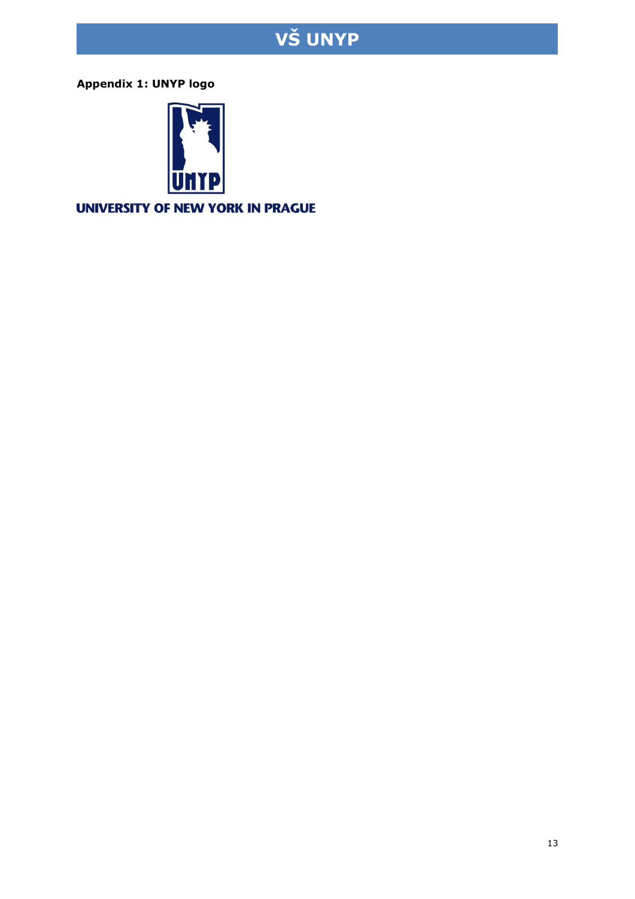**Appendix 1: UNYP logo**

UNIVERSITY OF NEW YORK IN PRAGUE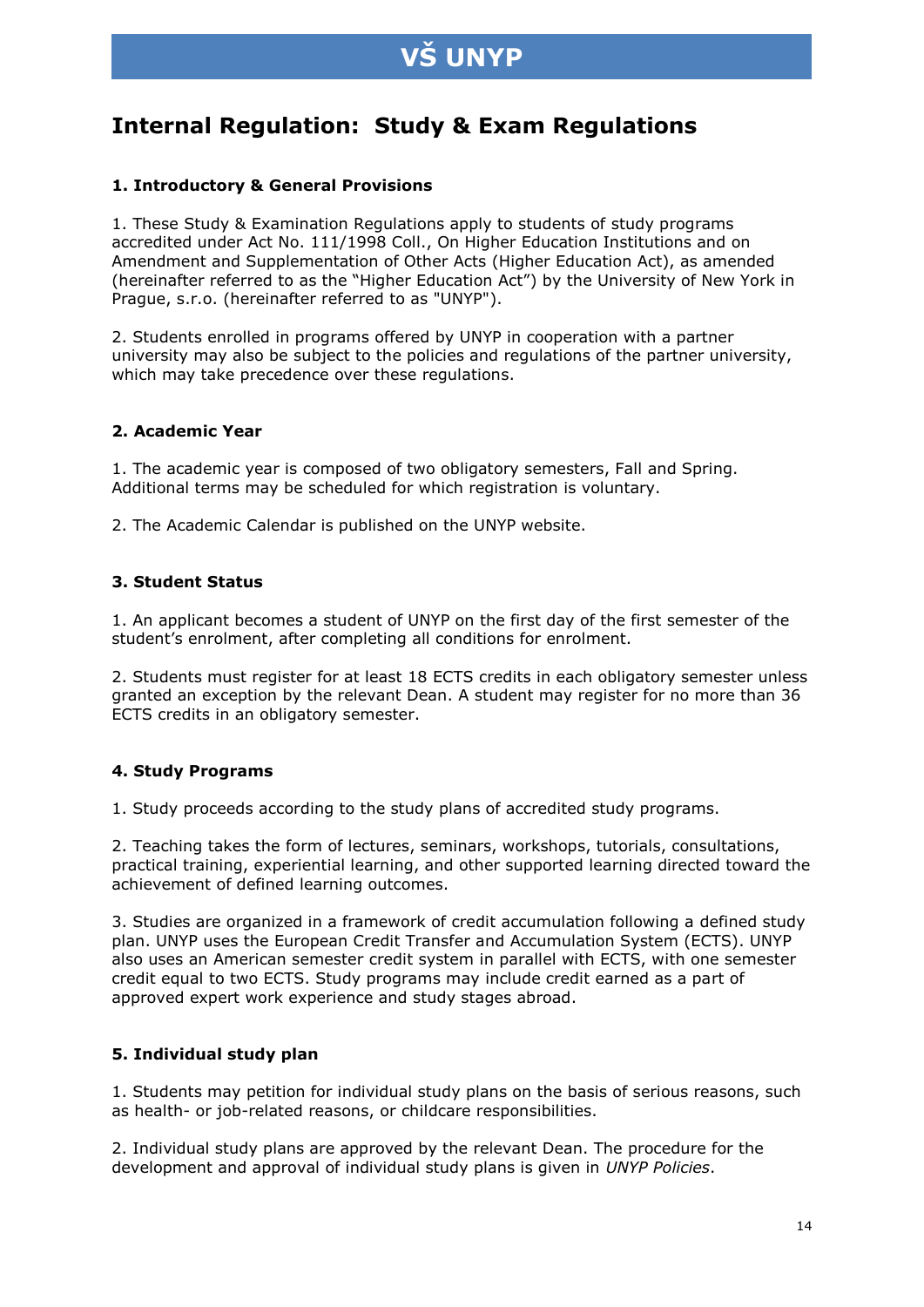# VŠ UNYP

## Internal Regulation: Study & Exam Regulations

### 1. Introductory & General Provisions

1. These Study & Examination Regulations apply to students of study programs accredited under Act No. 111/1998 Coll., On Higher Education Institutions and on Amendment and Supplementation of Other Acts (Higher Education Act), as amended (hereinafter referred to as the "Higher Education Act") by the University of New York in Prague, s.r.o. (hereinafter referred to as "UNYP").

2. Students enrolled in programs offered by UNYP in cooperation with a partner university may also be subject to the policies and regulations of the partner university, which may take precedence over these regulations.

### 2. Academic Year

1. The academic year is composed of two obligatory semesters, Fall and Spring. Additional terms may be scheduled for which registration is voluntary.

2. The Academic Calendar is published on the UNYP website.

### 3. Student Status

1. An applicant becomes a student of UNYP on the first day of the first semester of the student's enrolment, after completing all conditions for enrolment.

2. Students must register for at least 18 ECTS credits in each obligatory semester unless granted an exception by the relevant Dean. A student may register for no more than 36 ECTS credits in an obligatory semester.

### 4. Study Programs

1. Study proceeds according to the study plans of accredited study programs.

2. Teaching takes the form of lectures, seminars, workshops, tutorials, consultations, practical training, experiential learning, and other supported learning directed toward the achievement of defined learning outcomes.

3. Studies are organized in a framework of credit accumulation following a defined study plan. UNYP uses the European Credit Transfer and Accumulation System (ECTS). UNYP also uses an American semester credit system in parallel with ECTS, with one semester credit equal to two ECTS. Study programs may include credit earned as a part of approved expert work experience and study stages abroad.

### 5. Individual study plan

1. Students may petition for individual study plans on the basis of serious reasons, such as health- or job-related reasons, or childcare responsibilities.

2. Individual study plans are approved by the relevant Dean. The procedure for the development and approval of individual study plans is given in *UNYP Policies*.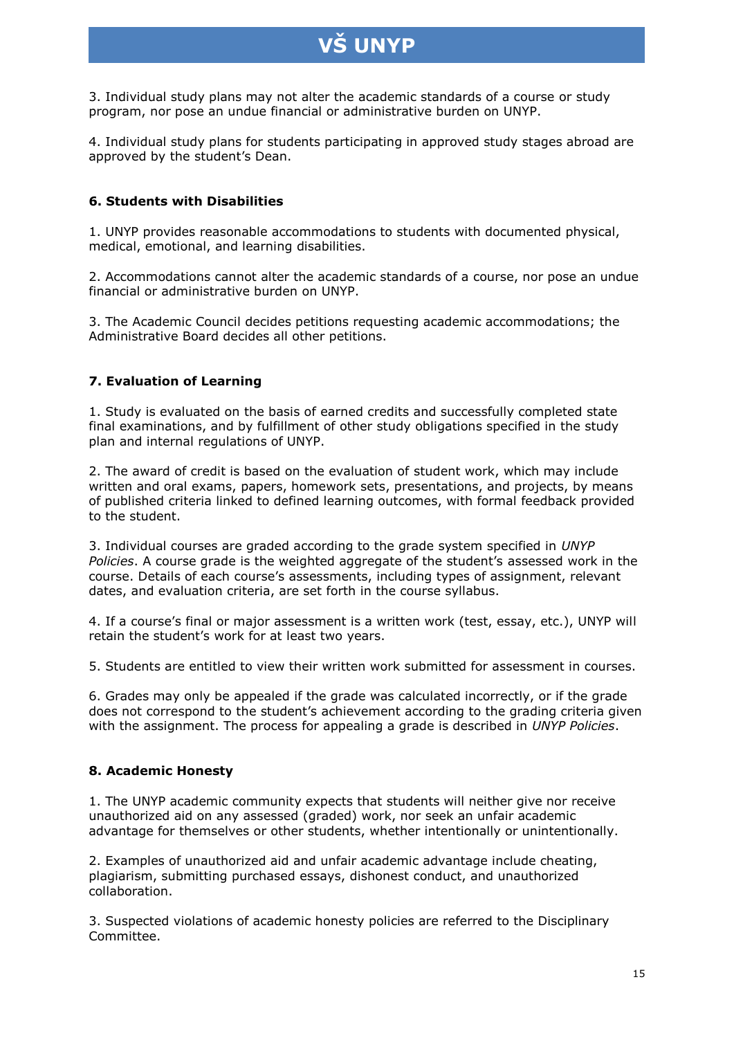3. Individual study plans may not alter the academic standards of a course or study program, nor pose an undue financial or administrative burden on UNYP.

4. Individual study plans for students participating in approved study stages abroad are approved by the student's Dean.

### 6. Students with Disabilities

1. UNYP provides reasonable accommodations to students with documented physical, medical, emotional, and learning disabilities.

2. Accommodations cannot alter the academic standards of a course, nor pose an undue financial or administrative burden on UNYP.

3. The Academic Council decides petitions requesting academic accommodations; the Administrative Board decides all other petitions.

### 7. Evaluation of Learning

1. Study is evaluated on the basis of earned credits and successfully completed state final examinations, and by fulfillment of other study obligations specified in the study plan and internal regulations of UNYP.

2. The award of credit is based on the evaluation of student work, which may include written and oral exams, papers, homework sets, presentations, and projects, by means of published criteria linked to defined learning outcomes, with formal feedback provided to the student.

3. Individual courses are graded according to the grade system specified in *UNYP Policies*. A course grade is the weighted aggregate of the student's assessed work in the course. Details of each course's assessments, including types of assignment, relevant dates, and evaluation criteria, are set forth in the course syllabus.

4. If a course's final or major assessment is a written work (test, essay, etc.), UNYP will retain the student's work for at least two years.

5. Students are entitled to view their written work submitted for assessment in courses.

6. Grades may only be appealed if the grade was calculated incorrectly, or if the grade does not correspond to the student's achievement according to the grading criteria given with the assignment. The process for appealing a grade is described in *UNYP Policies*.

### 8. Academic Honesty

1. The UNYP academic community expects that students will neither give nor receive unauthorized aid on any assessed (graded) work, nor seek an unfair academic advantage for themselves or other students, whether intentionally or unintentionally.

2. Examples of unauthorized aid and unfair academic advantage include cheating, plagiarism, submitting purchased essays, dishonest conduct, and unauthorized collaboration.

3. Suspected violations of academic honesty policies are referred to the Disciplinary Committee.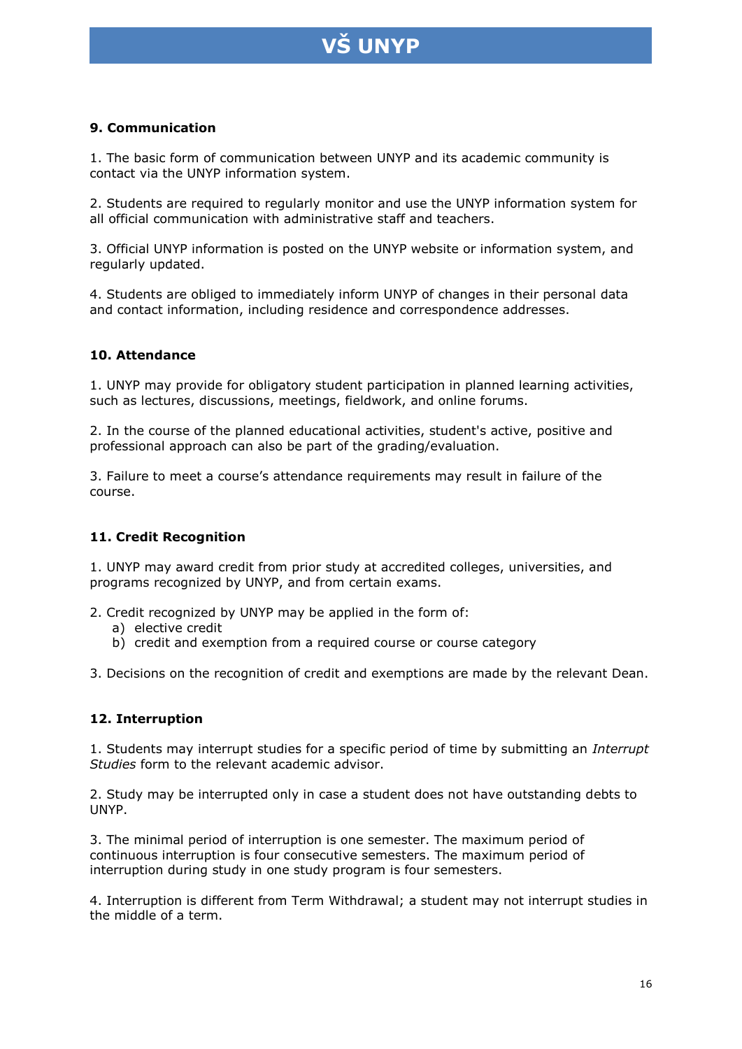### 9. Communication

1. The basic form of communication between UNYP and its academic community is contact via the UNYP information system.

2. Students are required to regularly monitor and use the UNYP information system for all official communication with administrative staff and teachers.

3. Official UNYP information is posted on the UNYP website or information system, and regularly updated.

4. Students are obliged to immediately inform UNYP of changes in their personal data and contact information, including residence and correspondence addresses.

### 10. Attendance

1. UNYP may provide for obligatory student participation in planned learning activities, such as lectures, discussions, meetings, fieldwork, and online forums.

2. In the course of the planned educational activities, student's active, positive and professional approach can also be part of the grading/evaluation.

3. Failure to meet a course's attendance requirements may result in failure of the course.

### 11. Credit Recognition

1. UNYP may award credit from prior study at accredited colleges, universities, and programs recognized by UNYP, and from certain exams.

2. Credit recognized by UNYP may be applied in the form of:
   a) elective credit
   b) credit and exemption from a required course or course category

3. Decisions on the recognition of credit and exemptions are made by the relevant Dean.

### 12. Interruption

1. Students may interrupt studies for a specific period of time by submitting an *Interrupt Studies* form to the relevant academic advisor.

2. Study may be interrupted only in case a student does not have outstanding debts to UNYP.

3. The minimal period of interruption is one semester. The maximum period of continuous interruption is four consecutive semesters. The maximum period of interruption during study in one study program is four semesters.

4. Interruption is different from Term Withdrawal; a student may not interrupt studies in the middle of a term.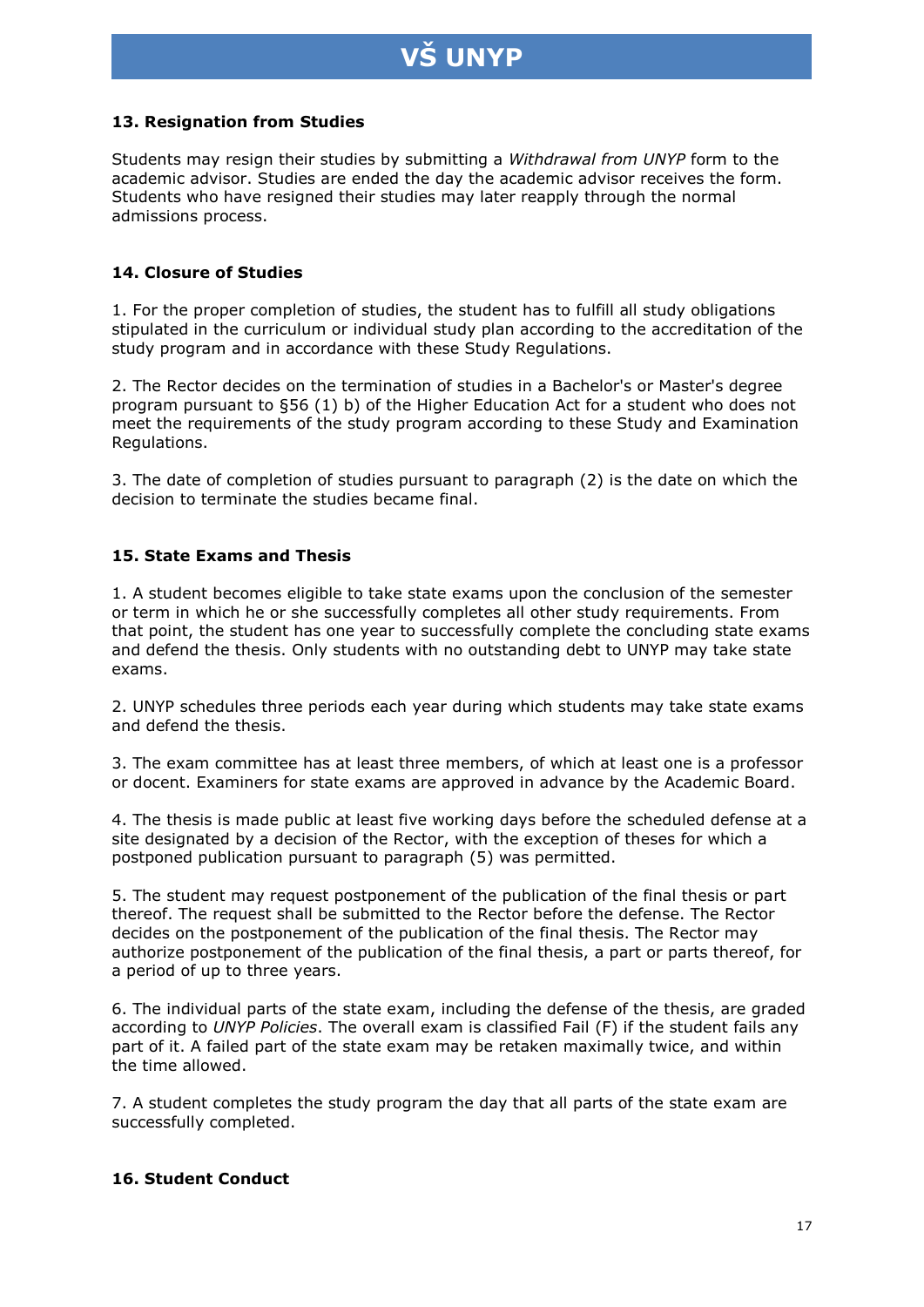### 13. Resignation from Studies

Students may resign their studies by submitting a *Withdrawal from UNYP* form to the academic advisor. Studies are ended the day the academic advisor receives the form. Students who have resigned their studies may later reapply through the normal admissions process.

### 14. Closure of Studies

1. For the proper completion of studies, the student has to fulfill all study obligations stipulated in the curriculum or individual study plan according to the accreditation of the study program and in accordance with these Study Regulations.

2. The Rector decides on the termination of studies in a Bachelor's or Master's degree program pursuant to §56 (1) b) of the Higher Education Act for a student who does not meet the requirements of the study program according to these Study and Examination Regulations.

3. The date of completion of studies pursuant to paragraph (2) is the date on which the decision to terminate the studies became final.

### 15. State Exams and Thesis

1. A student becomes eligible to take state exams upon the conclusion of the semester or term in which he or she successfully completes all other study requirements. From that point, the student has one year to successfully complete the concluding state exams and defend the thesis. Only students with no outstanding debt to UNYP may take state exams.

2. UNYP schedules three periods each year during which students may take state exams and defend the thesis.

3. The exam committee has at least three members, of which at least one is a professor or docent. Examiners for state exams are approved in advance by the Academic Board.

4. The thesis is made public at least five working days before the scheduled defense at a site designated by a decision of the Rector, with the exception of theses for which a postponed publication pursuant to paragraph (5) was permitted.

5. The student may request postponement of the publication of the final thesis or part thereof. The request shall be submitted to the Rector before the defense. The Rector decides on the postponement of the publication of the final thesis. The Rector may authorize postponement of the publication of the final thesis, a part or parts thereof, for a period of up to three years.

6. The individual parts of the state exam, including the defense of the thesis, are graded according to *UNYP Policies*. The overall exam is classified Fail (F) if the student fails any part of it. A failed part of the state exam may be retaken maximally twice, and within the time allowed.

7. A student completes the study program the day that all parts of the state exam are successfully completed.

### 16. Student Conduct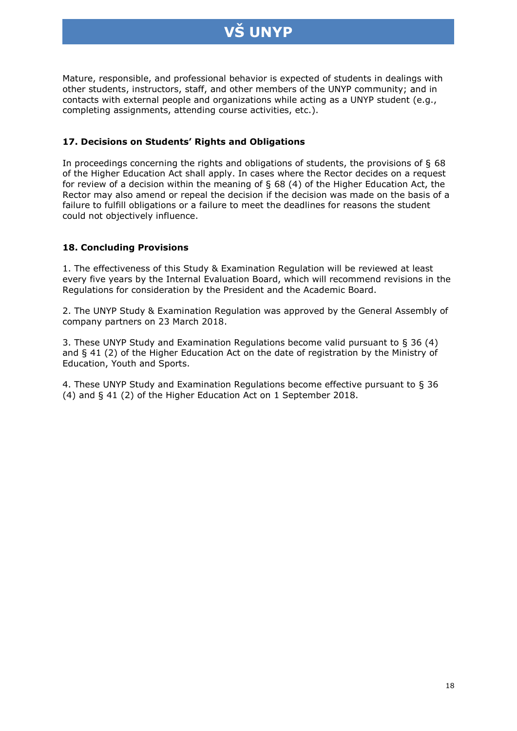Mature, responsible, and professional behavior is expected of students in dealings with other students, instructors, staff, and other members of the UNYP community; and in contacts with external people and organizations while acting as a UNYP student (e.g., completing assignments, attending course activities, etc.).

## 17. Decisions on Students' Rights and Obligations

In proceedings concerning the rights and obligations of students, the provisions of § 68 of the Higher Education Act shall apply. In cases where the Rector decides on a request for review of a decision within the meaning of § 68 (4) of the Higher Education Act, the Rector may also amend or repeal the decision if the decision was made on the basis of a failure to fulfill obligations or a failure to meet the deadlines for reasons the student could not objectively influence.

## 18. Concluding Provisions

1. The effectiveness of this Study & Examination Regulation will be reviewed at least every five years by the Internal Evaluation Board, which will recommend revisions in the Regulations for consideration by the President and the Academic Board.

2. The UNYP Study & Examination Regulation was approved by the General Assembly of company partners on 23 March 2018.

3. These UNYP Study and Examination Regulations become valid pursuant to § 36 (4) and § 41 (2) of the Higher Education Act on the date of registration by the Ministry of Education, Youth and Sports.

4. These UNYP Study and Examination Regulations become effective pursuant to § 36 (4) and § 41 (2) of the Higher Education Act on 1 September 2018.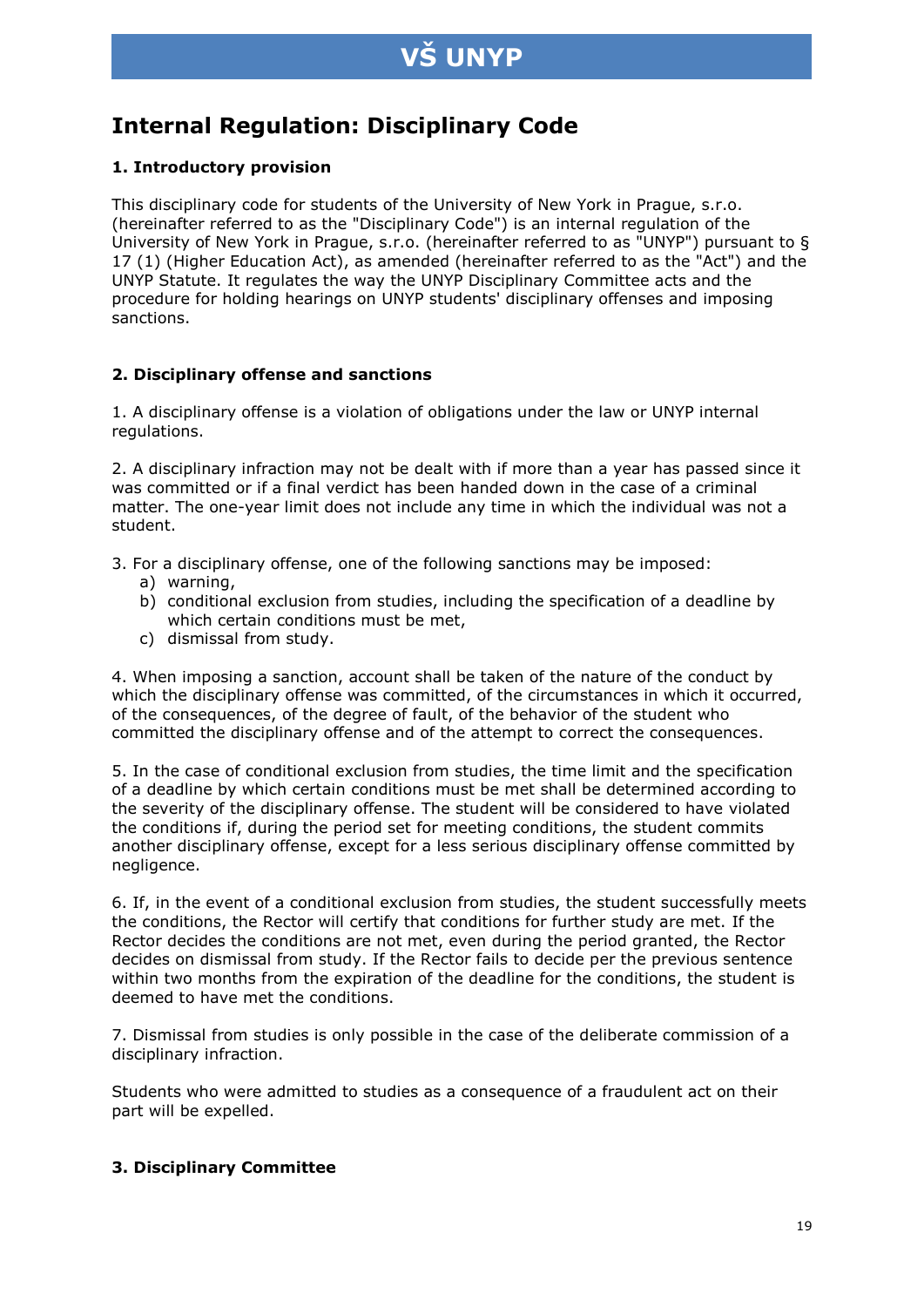# Internal Regulation: Disciplinary Code

### 1. Introductory provision

This disciplinary code for students of the University of New York in Prague, s.r.o. (hereinafter referred to as the "Disciplinary Code") is an internal regulation of the University of New York in Prague, s.r.o. (hereinafter referred to as "UNYP") pursuant to § 17 (1) (Higher Education Act), as amended (hereinafter referred to as the "Act") and the UNYP Statute. It regulates the way the UNYP Disciplinary Committee acts and the procedure for holding hearings on UNYP students' disciplinary offenses and imposing sanctions.

### 2. Disciplinary offense and sanctions

1. A disciplinary offense is a violation of obligations under the law or UNYP internal regulations.

2. A disciplinary infraction may not be dealt with if more than a year has passed since it was committed or if a final verdict has been handed down in the case of a criminal matter. The one-year limit does not include any time in which the individual was not a student.

3. For a disciplinary offense, one of the following sanctions may be imposed:
   a) warning,
   b) conditional exclusion from studies, including the specification of a deadline by which certain conditions must be met,
   c) dismissal from study.

4. When imposing a sanction, account shall be taken of the nature of the conduct by which the disciplinary offense was committed, of the circumstances in which it occurred, of the consequences, of the degree of fault, of the behavior of the student who committed the disciplinary offense and of the attempt to correct the consequences.

5. In the case of conditional exclusion from studies, the time limit and the specification of a deadline by which certain conditions must be met shall be determined according to the severity of the disciplinary offense. The student will be considered to have violated the conditions if, during the period set for meeting conditions, the student commits another disciplinary offense, except for a less serious disciplinary offense committed by negligence.

6. If, in the event of a conditional exclusion from studies, the student successfully meets the conditions, the Rector will certify that conditions for further study are met. If the Rector decides the conditions are not met, even during the period granted, the Rector decides on dismissal from study. If the Rector fails to decide per the previous sentence within two months from the expiration of the deadline for the conditions, the student is deemed to have met the conditions.

7. Dismissal from studies is only possible in the case of the deliberate commission of a disciplinary infraction.

Students who were admitted to studies as a consequence of a fraudulent act on their part will be expelled.

### 3. Disciplinary Committee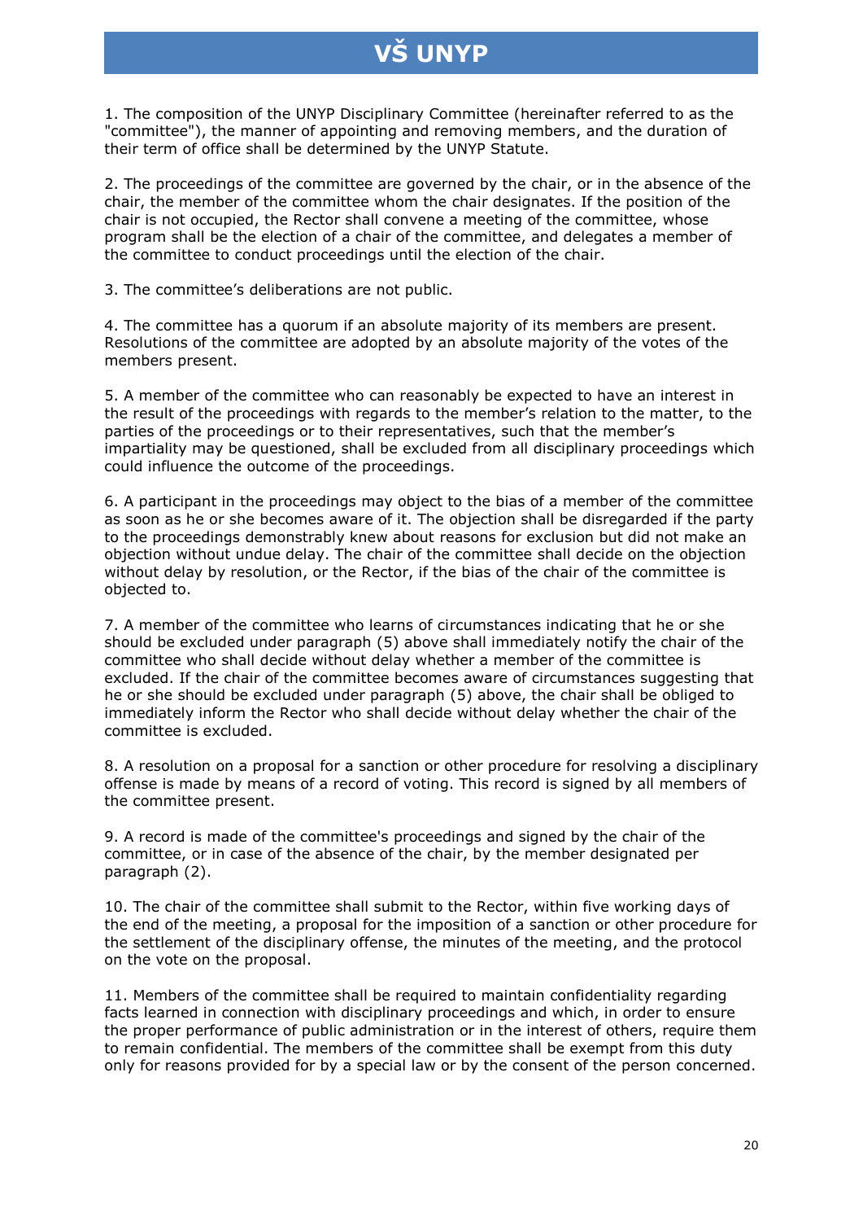1. The composition of the UNYP Disciplinary Committee (hereinafter referred to as the "committee"), the manner of appointing and removing members, and the duration of their term of office shall be determined by the UNYP Statute.

2. The proceedings of the committee are governed by the chair, or in the absence of the chair, the member of the committee whom the chair designates. If the position of the chair is not occupied, the Rector shall convene a meeting of the committee, whose program shall be the election of a chair of the committee, and delegates a member of the committee to conduct proceedings until the election of the chair.

3. The committee's deliberations are not public.

4. The committee has a quorum if an absolute majority of its members are present. Resolutions of the committee are adopted by an absolute majority of the votes of the members present.

5. A member of the committee who can reasonably be expected to have an interest in the result of the proceedings with regards to the member's relation to the matter, to the parties of the proceedings or to their representatives, such that the member's impartiality may be questioned, shall be excluded from all disciplinary proceedings which could influence the outcome of the proceedings.

6. A participant in the proceedings may object to the bias of a member of the committee as soon as he or she becomes aware of it. The objection shall be disregarded if the party to the proceedings demonstrably knew about reasons for exclusion but did not make an objection without undue delay. The chair of the committee shall decide on the objection without delay by resolution, or the Rector, if the bias of the chair of the committee is objected to.

7. A member of the committee who learns of circumstances indicating that he or she should be excluded under paragraph (5) above shall immediately notify the chair of the committee who shall decide without delay whether a member of the committee is excluded. If the chair of the committee becomes aware of circumstances suggesting that he or she should be excluded under paragraph (5) above, the chair shall be obliged to immediately inform the Rector who shall decide without delay whether the chair of the committee is excluded.

8. A resolution on a proposal for a sanction or other procedure for resolving a disciplinary offense is made by means of a record of voting. This record is signed by all members of the committee present.

9. A record is made of the committee's proceedings and signed by the chair of the committee, or in case of the absence of the chair, by the member designated per paragraph (2).

10. The chair of the committee shall submit to the Rector, within five working days of the end of the meeting, a proposal for the imposition of a sanction or other procedure for the settlement of the disciplinary offense, the minutes of the meeting, and the protocol on the vote on the proposal.

11. Members of the committee shall be required to maintain confidentiality regarding facts learned in connection with disciplinary proceedings and which, in order to ensure the proper performance of public administration or in the interest of others, require them to remain confidential. The members of the committee shall be exempt from this duty only for reasons provided for by a special law or by the consent of the person concerned.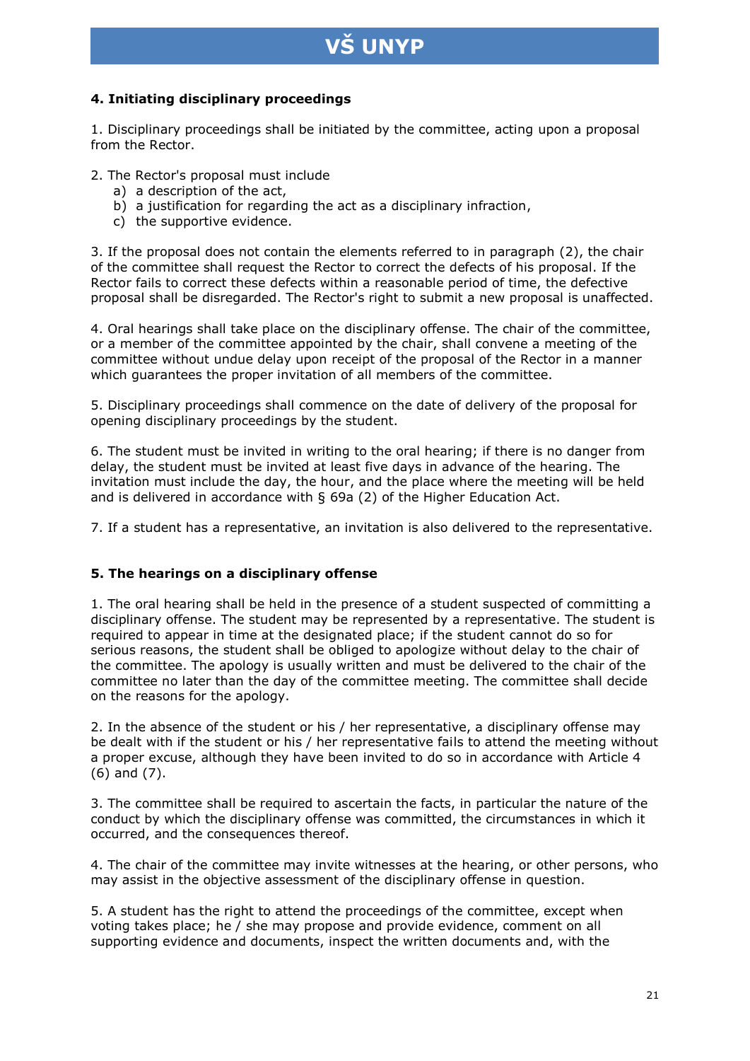## 4. Initiating disciplinary proceedings

1. Disciplinary proceedings shall be initiated by the committee, acting upon a proposal from the Rector.

2. The Rector's proposal must include
   a) a description of the act,
   b) a justification for regarding the act as a disciplinary infraction,
   c) the supportive evidence.

3. If the proposal does not contain the elements referred to in paragraph (2), the chair of the committee shall request the Rector to correct the defects of his proposal. If the Rector fails to correct these defects within a reasonable period of time, the defective proposal shall be disregarded. The Rector's right to submit a new proposal is unaffected.

4. Oral hearings shall take place on the disciplinary offense. The chair of the committee, or a member of the committee appointed by the chair, shall convene a meeting of the committee without undue delay upon receipt of the proposal of the Rector in a manner which guarantees the proper invitation of all members of the committee.

5. Disciplinary proceedings shall commence on the date of delivery of the proposal for opening disciplinary proceedings by the student.

6. The student must be invited in writing to the oral hearing; if there is no danger from delay, the student must be invited at least five days in advance of the hearing. The invitation must include the day, the hour, and the place where the meeting will be held and is delivered in accordance with § 69a (2) of the Higher Education Act.

7. If a student has a representative, an invitation is also delivered to the representative.

## 5. The hearings on a disciplinary offense

1. The oral hearing shall be held in the presence of a student suspected of committing a disciplinary offense. The student may be represented by a representative. The student is required to appear in time at the designated place; if the student cannot do so for serious reasons, the student shall be obliged to apologize without delay to the chair of the committee. The apology is usually written and must be delivered to the chair of the committee no later than the day of the committee meeting. The committee shall decide on the reasons for the apology.

2. In the absence of the student or his / her representative, a disciplinary offense may be dealt with if the student or his / her representative fails to attend the meeting without a proper excuse, although they have been invited to do so in accordance with Article 4 (6) and (7).

3. The committee shall be required to ascertain the facts, in particular the nature of the conduct by which the disciplinary offense was committed, the circumstances in which it occurred, and the consequences thereof.

4. The chair of the committee may invite witnesses at the hearing, or other persons, who may assist in the objective assessment of the disciplinary offense in question.

5. A student has the right to attend the proceedings of the committee, except when voting takes place; he / she may propose and provide evidence, comment on all supporting evidence and documents, inspect the written documents and, with the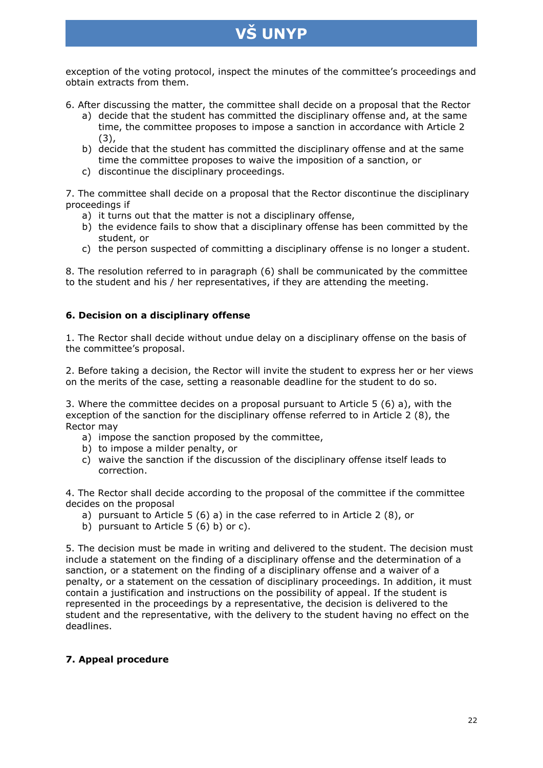exception of the voting protocol, inspect the minutes of the committee's proceedings and obtain extracts from them.

6. After discussing the matter, the committee shall decide on a proposal that the Rector
   a) decide that the student has committed the disciplinary offense and, at the same time, the committee proposes to impose a sanction in accordance with Article 2 (3),
   b) decide that the student has committed the disciplinary offense and at the same time the committee proposes to waive the imposition of a sanction, or
   c) discontinue the disciplinary proceedings.

7. The committee shall decide on a proposal that the Rector discontinue the disciplinary proceedings if
   a) it turns out that the matter is not a disciplinary offense,
   b) the evidence fails to show that a disciplinary offense has been committed by the student, or
   c) the person suspected of committing a disciplinary offense is no longer a student.

8. The resolution referred to in paragraph (6) shall be communicated by the committee to the student and his / her representatives, if they are attending the meeting.

#### 6. Decision on a disciplinary offense

1. The Rector shall decide without undue delay on a disciplinary offense on the basis of the committee's proposal.

2. Before taking a decision, the Rector will invite the student to express her or her views on the merits of the case, setting a reasonable deadline for the student to do so.

3. Where the committee decides on a proposal pursuant to Article 5 (6) a), with the exception of the sanction for the disciplinary offense referred to in Article 2 (8), the Rector may
   a) impose the sanction proposed by the committee,
   b) to impose a milder penalty, or
   c) waive the sanction if the discussion of the disciplinary offense itself leads to correction.

4. The Rector shall decide according to the proposal of the committee if the committee decides on the proposal
   a) pursuant to Article 5 (6) a) in the case referred to in Article 2 (8), or
   b) pursuant to Article 5 (6) b) or c).

5. The decision must be made in writing and delivered to the student. The decision must include a statement on the finding of a disciplinary offense and the determination of a sanction, or a statement on the finding of a disciplinary offense and a waiver of a penalty, or a statement on the cessation of disciplinary proceedings. In addition, it must contain a justification and instructions on the possibility of appeal. If the student is represented in the proceedings by a representative, the decision is delivered to the student and the representative, with the delivery to the student having no effect on the deadlines.

#### 7. Appeal procedure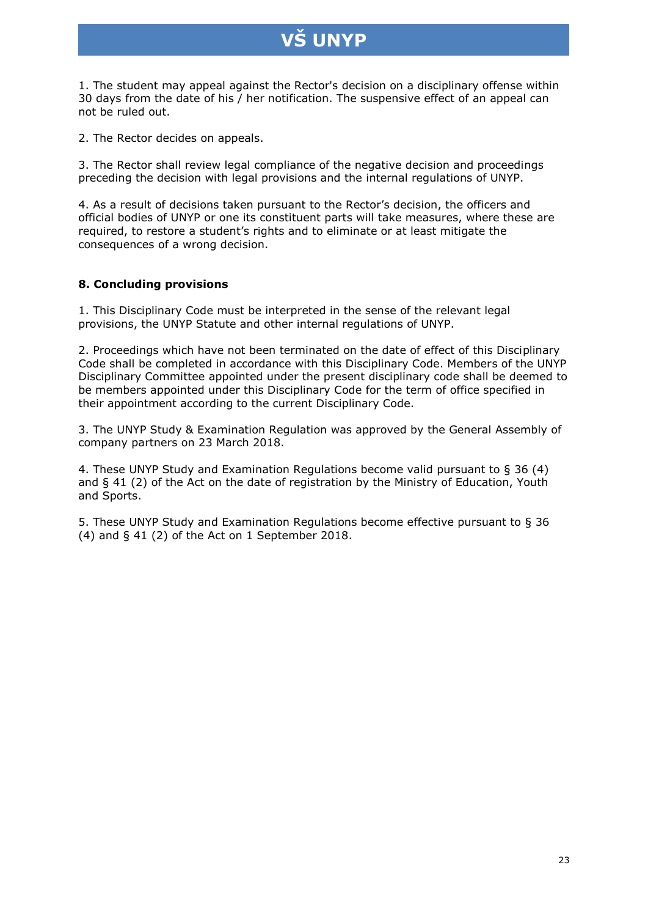1. The student may appeal against the Rector's decision on a disciplinary offense within 30 days from the date of his / her notification. The suspensive effect of an appeal can not be ruled out.

2. The Rector decides on appeals.

3. The Rector shall review legal compliance of the negative decision and proceedings preceding the decision with legal provisions and the internal regulations of UNYP.

4. As a result of decisions taken pursuant to the Rector's decision, the officers and official bodies of UNYP or one its constituent parts will take measures, where these are required, to restore a student's rights and to eliminate or at least mitigate the consequences of a wrong decision.

### 8. Concluding provisions

1. This Disciplinary Code must be interpreted in the sense of the relevant legal provisions, the UNYP Statute and other internal regulations of UNYP.

2. Proceedings which have not been terminated on the date of effect of this Disciplinary Code shall be completed in accordance with this Disciplinary Code. Members of the UNYP Disciplinary Committee appointed under the present disciplinary code shall be deemed to be members appointed under this Disciplinary Code for the term of office specified in their appointment according to the current Disciplinary Code.

3. The UNYP Study & Examination Regulation was approved by the General Assembly of company partners on 23 March 2018.

4. These UNYP Study and Examination Regulations become valid pursuant to § 36 (4) and § 41 (2) of the Act on the date of registration by the Ministry of Education, Youth and Sports.

5. These UNYP Study and Examination Regulations become effective pursuant to § 36 (4) and § 41 (2) of the Act on 1 September 2018.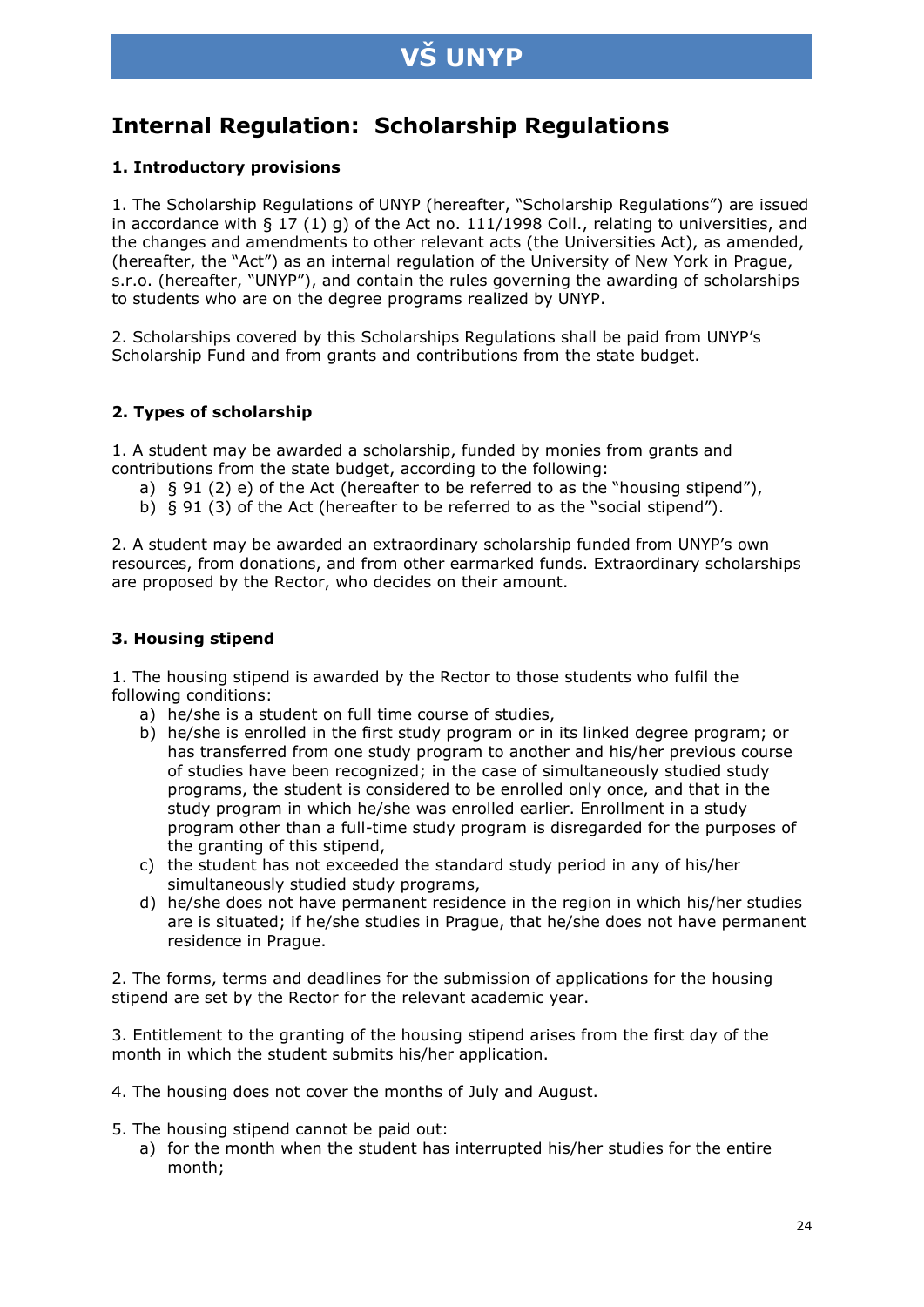# Internal Regulation: Scholarship Regulations

### 1. Introductory provisions

1. The Scholarship Regulations of UNYP (hereafter, "Scholarship Regulations") are issued in accordance with § 17 (1) g) of the Act no. 111/1998 Coll., relating to universities, and the changes and amendments to other relevant acts (the Universities Act), as amended, (hereafter, the "Act") as an internal regulation of the University of New York in Prague, s.r.o. (hereafter, "UNYP"), and contain the rules governing the awarding of scholarships to students who are on the degree programs realized by UNYP.

2. Scholarships covered by this Scholarships Regulations shall be paid from UNYP's Scholarship Fund and from grants and contributions from the state budget.

### 2. Types of scholarship

1. A student may be awarded a scholarship, funded by monies from grants and contributions from the state budget, according to the following:
   a) § 91 (2) e) of the Act (hereafter to be referred to as the "housing stipend"),
   b) § 91 (3) of the Act (hereafter to be referred to as the "social stipend").

2. A student may be awarded an extraordinary scholarship funded from UNYP's own resources, from donations, and from other earmarked funds. Extraordinary scholarships are proposed by the Rector, who decides on their amount.

### 3. Housing stipend

1. The housing stipend is awarded by the Rector to those students who fulfil the following conditions:
   a) he/she is a student on full time course of studies,
   b) he/she is enrolled in the first study program or in its linked degree program; or has transferred from one study program to another and his/her previous course of studies have been recognized; in the case of simultaneously studied study programs, the student is considered to be enrolled only once, and that in the study program in which he/she was enrolled earlier. Enrollment in a study program other than a full-time study program is disregarded for the purposes of the granting of this stipend,
   c) the student has not exceeded the standard study period in any of his/her simultaneously studied study programs,
   d) he/she does not have permanent residence in the region in which his/her studies are is situated; if he/she studies in Prague, that he/she does not have permanent residence in Prague.

2. The forms, terms and deadlines for the submission of applications for the housing stipend are set by the Rector for the relevant academic year.

3. Entitlement to the granting of the housing stipend arises from the first day of the month in which the student submits his/her application.

4. The housing does not cover the months of July and August.

5. The housing stipend cannot be paid out:
   a) for the month when the student has interrupted his/her studies for the entire month;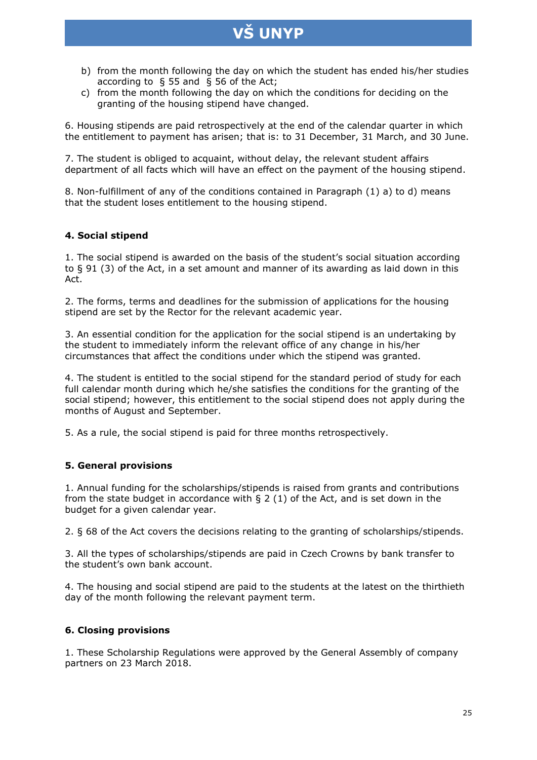b) from the month following the day on which the student has ended his/her studies according to § 55 and § 56 of the Act;
c) from the month following the day on which the conditions for deciding on the granting of the housing stipend have changed.

6. Housing stipends are paid retrospectively at the end of the calendar quarter in which the entitlement to payment has arisen; that is: to 31 December, 31 March, and 30 June.

7. The student is obliged to acquaint, without delay, the relevant student affairs department of all facts which will have an effect on the payment of the housing stipend.

8. Non-fulfillment of any of the conditions contained in Paragraph (1) a) to d) means that the student loses entitlement to the housing stipend.

### 4. Social stipend

1. The social stipend is awarded on the basis of the student's social situation according to § 91 (3) of the Act, in a set amount and manner of its awarding as laid down in this Act.

2. The forms, terms and deadlines for the submission of applications for the housing stipend are set by the Rector for the relevant academic year.

3. An essential condition for the application for the social stipend is an undertaking by the student to immediately inform the relevant office of any change in his/her circumstances that affect the conditions under which the stipend was granted.

4. The student is entitled to the social stipend for the standard period of study for each full calendar month during which he/she satisfies the conditions for the granting of the social stipend; however, this entitlement to the social stipend does not apply during the months of August and September.

5. As a rule, the social stipend is paid for three months retrospectively.

### 5. General provisions

1. Annual funding for the scholarships/stipends is raised from grants and contributions from the state budget in accordance with § 2 (1) of the Act, and is set down in the budget for a given calendar year.

2. § 68 of the Act covers the decisions relating to the granting of scholarships/stipends.

3. All the types of scholarships/stipends are paid in Czech Crowns by bank transfer to the student's own bank account.

4. The housing and social stipend are paid to the students at the latest on the thirthieth day of the month following the relevant payment term.

### 6. Closing provisions

1. These Scholarship Regulations were approved by the General Assembly of company partners on 23 March 2018.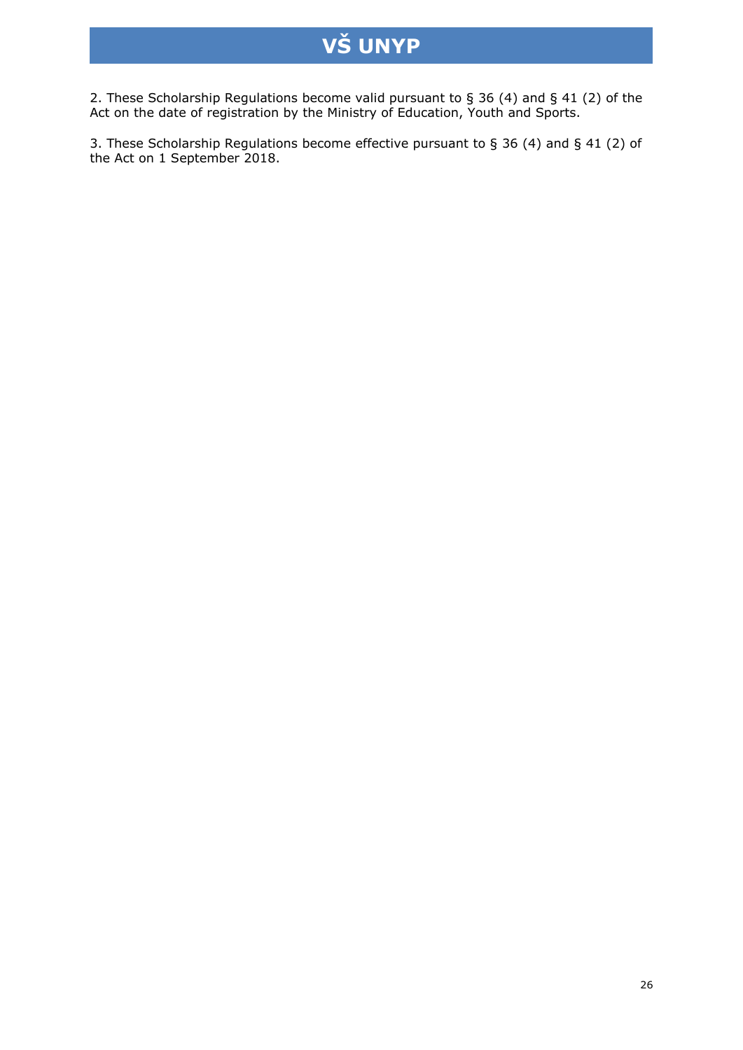2. These Scholarship Regulations become valid pursuant to § 36 (4) and § 41 (2) of the Act on the date of registration by the Ministry of Education, Youth and Sports.

3. These Scholarship Regulations become effective pursuant to § 36 (4) and § 41 (2) of the Act on 1 September 2018.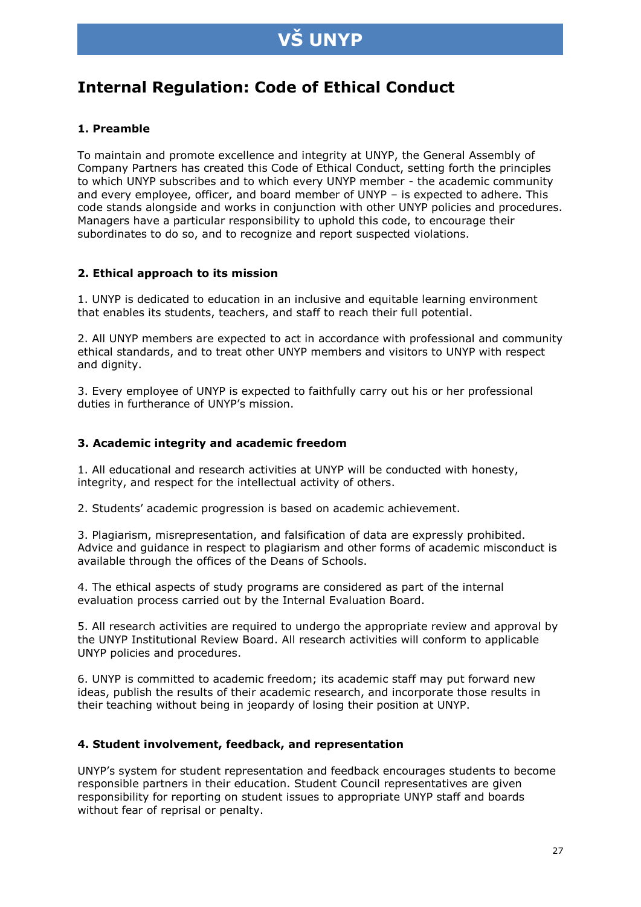## Internal Regulation: Code of Ethical Conduct

### 1. Preamble

To maintain and promote excellence and integrity at UNYP, the General Assembly of Company Partners has created this Code of Ethical Conduct, setting forth the principles to which UNYP subscribes and to which every UNYP member - the academic community and every employee, officer, and board member of UNYP – is expected to adhere. This code stands alongside and works in conjunction with other UNYP policies and procedures. Managers have a particular responsibility to uphold this code, to encourage their subordinates to do so, and to recognize and report suspected violations.

### 2. Ethical approach to its mission

1. UNYP is dedicated to education in an inclusive and equitable learning environment that enables its students, teachers, and staff to reach their full potential.

2. All UNYP members are expected to act in accordance with professional and community ethical standards, and to treat other UNYP members and visitors to UNYP with respect and dignity.

3. Every employee of UNYP is expected to faithfully carry out his or her professional duties in furtherance of UNYP's mission.

### 3. Academic integrity and academic freedom

1. All educational and research activities at UNYP will be conducted with honesty, integrity, and respect for the intellectual activity of others.

2. Students' academic progression is based on academic achievement.

3. Plagiarism, misrepresentation, and falsification of data are expressly prohibited. Advice and guidance in respect to plagiarism and other forms of academic misconduct is available through the offices of the Deans of Schools.

4. The ethical aspects of study programs are considered as part of the internal evaluation process carried out by the Internal Evaluation Board.

5. All research activities are required to undergo the appropriate review and approval by the UNYP Institutional Review Board. All research activities will conform to applicable UNYP policies and procedures.

6. UNYP is committed to academic freedom; its academic staff may put forward new ideas, publish the results of their academic research, and incorporate those results in their teaching without being in jeopardy of losing their position at UNYP.

### 4. Student involvement, feedback, and representation

UNYP's system for student representation and feedback encourages students to become responsible partners in their education. Student Council representatives are given responsibility for reporting on student issues to appropriate UNYP staff and boards without fear of reprisal or penalty.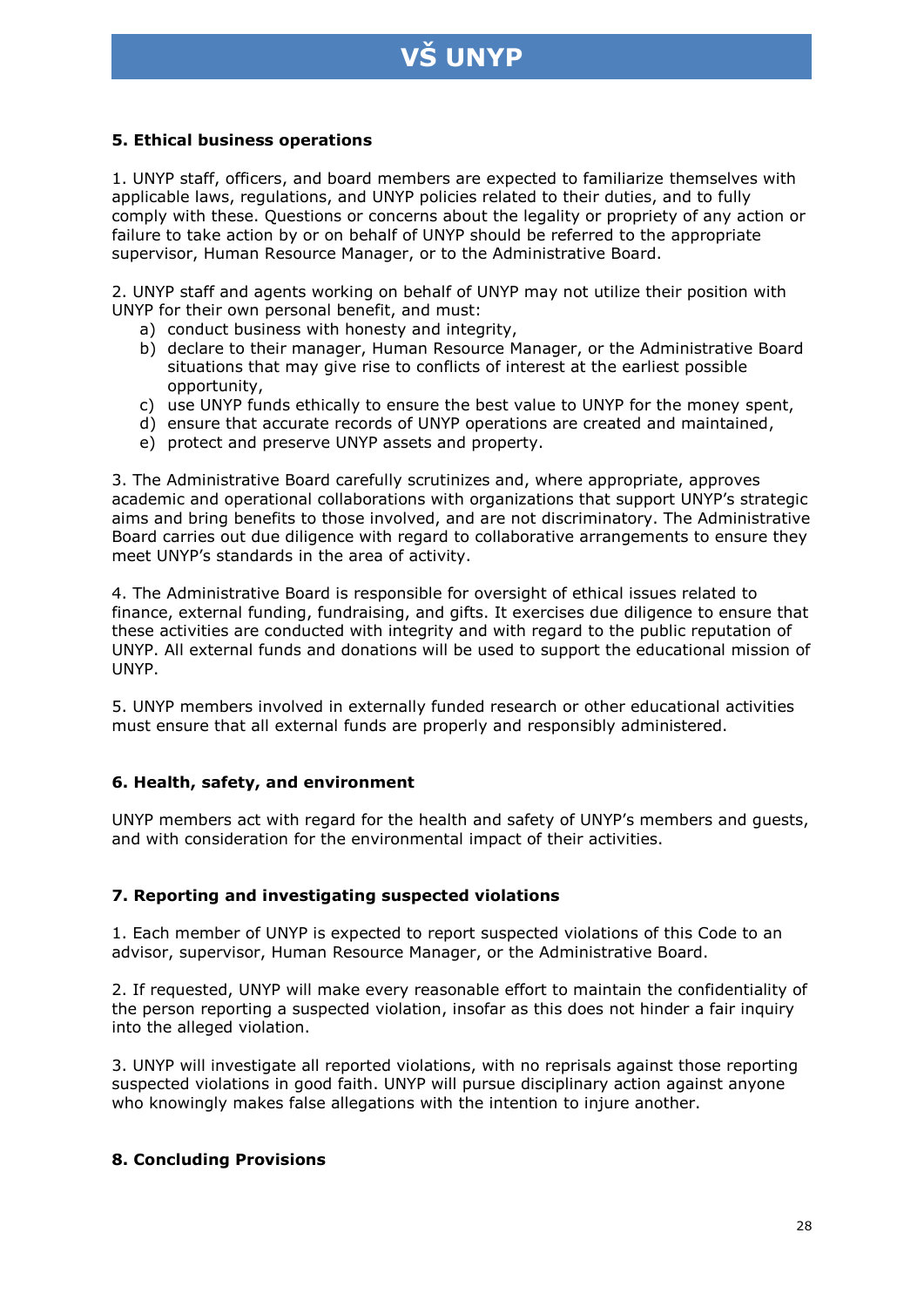### 5. Ethical business operations

1. UNYP staff, officers, and board members are expected to familiarize themselves with applicable laws, regulations, and UNYP policies related to their duties, and to fully comply with these. Questions or concerns about the legality or propriety of any action or failure to take action by or on behalf of UNYP should be referred to the appropriate supervisor, Human Resource Manager, or to the Administrative Board.

2. UNYP staff and agents working on behalf of UNYP may not utilize their position with UNYP for their own personal benefit, and must:

   a) conduct business with honesty and integrity,
   b) declare to their manager, Human Resource Manager, or the Administrative Board situations that may give rise to conflicts of interest at the earliest possible opportunity,
   c) use UNYP funds ethically to ensure the best value to UNYP for the money spent,
   d) ensure that accurate records of UNYP operations are created and maintained,
   e) protect and preserve UNYP assets and property.

3. The Administrative Board carefully scrutinizes and, where appropriate, approves academic and operational collaborations with organizations that support UNYP's strategic aims and bring benefits to those involved, and are not discriminatory. The Administrative Board carries out due diligence with regard to collaborative arrangements to ensure they meet UNYP's standards in the area of activity.

4. The Administrative Board is responsible for oversight of ethical issues related to finance, external funding, fundraising, and gifts. It exercises due diligence to ensure that these activities are conducted with integrity and with regard to the public reputation of UNYP. All external funds and donations will be used to support the educational mission of UNYP.

5. UNYP members involved in externally funded research or other educational activities must ensure that all external funds are properly and responsibly administered.

### 6. Health, safety, and environment

UNYP members act with regard for the health and safety of UNYP's members and guests, and with consideration for the environmental impact of their activities.

### 7. Reporting and investigating suspected violations

1. Each member of UNYP is expected to report suspected violations of this Code to an advisor, supervisor, Human Resource Manager, or the Administrative Board.

2. If requested, UNYP will make every reasonable effort to maintain the confidentiality of the person reporting a suspected violation, insofar as this does not hinder a fair inquiry into the alleged violation.

3. UNYP will investigate all reported violations, with no reprisals against those reporting suspected violations in good faith. UNYP will pursue disciplinary action against anyone who knowingly makes false allegations with the intention to injure another.

### 8. Concluding Provisions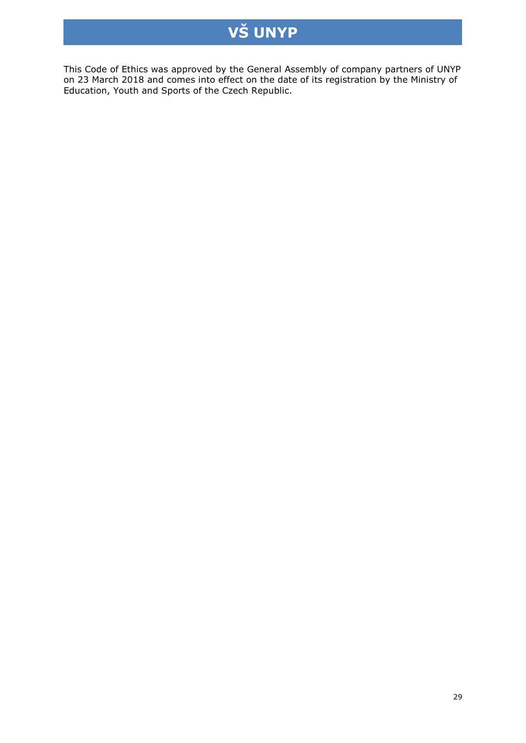This Code of Ethics was approved by the General Assembly of company partners of UNYP on 23 March 2018 and comes into effect on the date of its registration by the Ministry of Education, Youth and Sports of the Czech Republic.